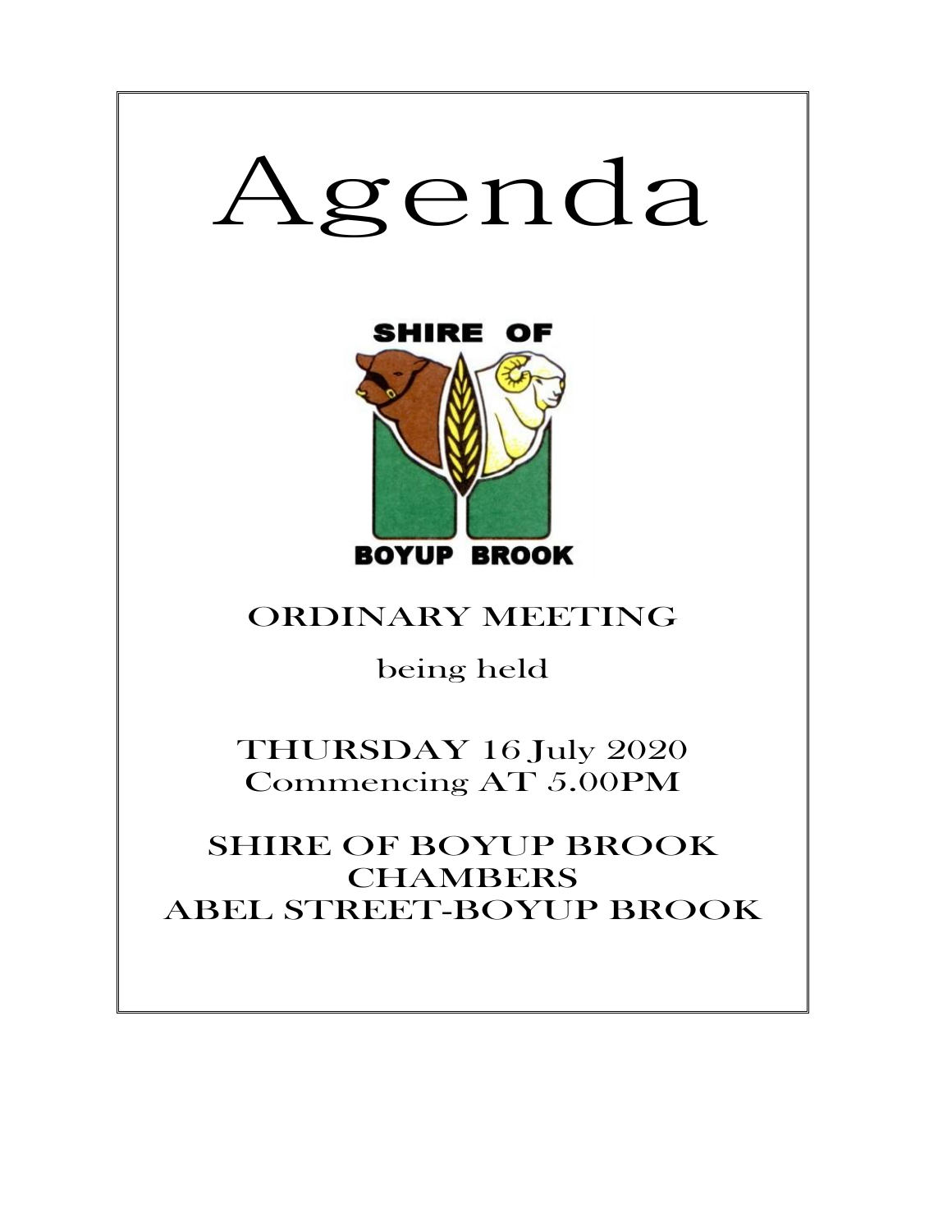# Agenda

SHIRE OF

BOYUP BROOK

## ORDINARY MEETING

being held

THURSDAY 16 July 2020
Commencing AT 5.00PM

SHIRE OF BOYUP BROOK
CHAMBERS
ABEL STREET-BOYUP BROOK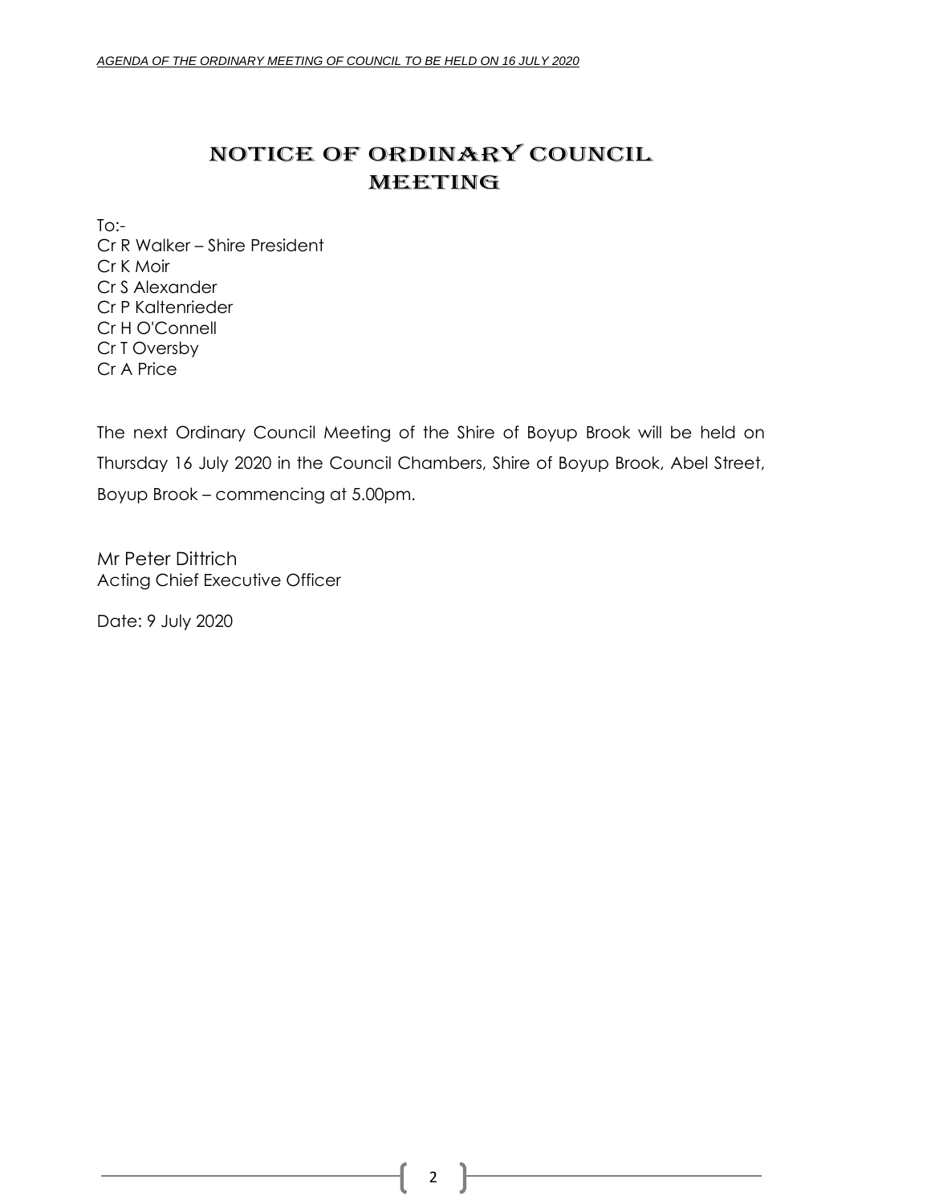# NOTICE OF ORDINARY COUNCIL MEETING

To:-
Cr R Walker – Shire President
Cr K Moir
Cr S Alexander
Cr P Kaltenrieder
Cr H O'Connell
Cr T Oversby
Cr A Price

The next Ordinary Council Meeting of the Shire of Boyup Brook will be held on Thursday 16 July 2020 in the Council Chambers, Shire of Boyup Brook, Abel Street, Boyup Brook – commencing at 5.00pm.

Mr Peter Dittrich
Acting Chief Executive Officer

Date: 9 July 2020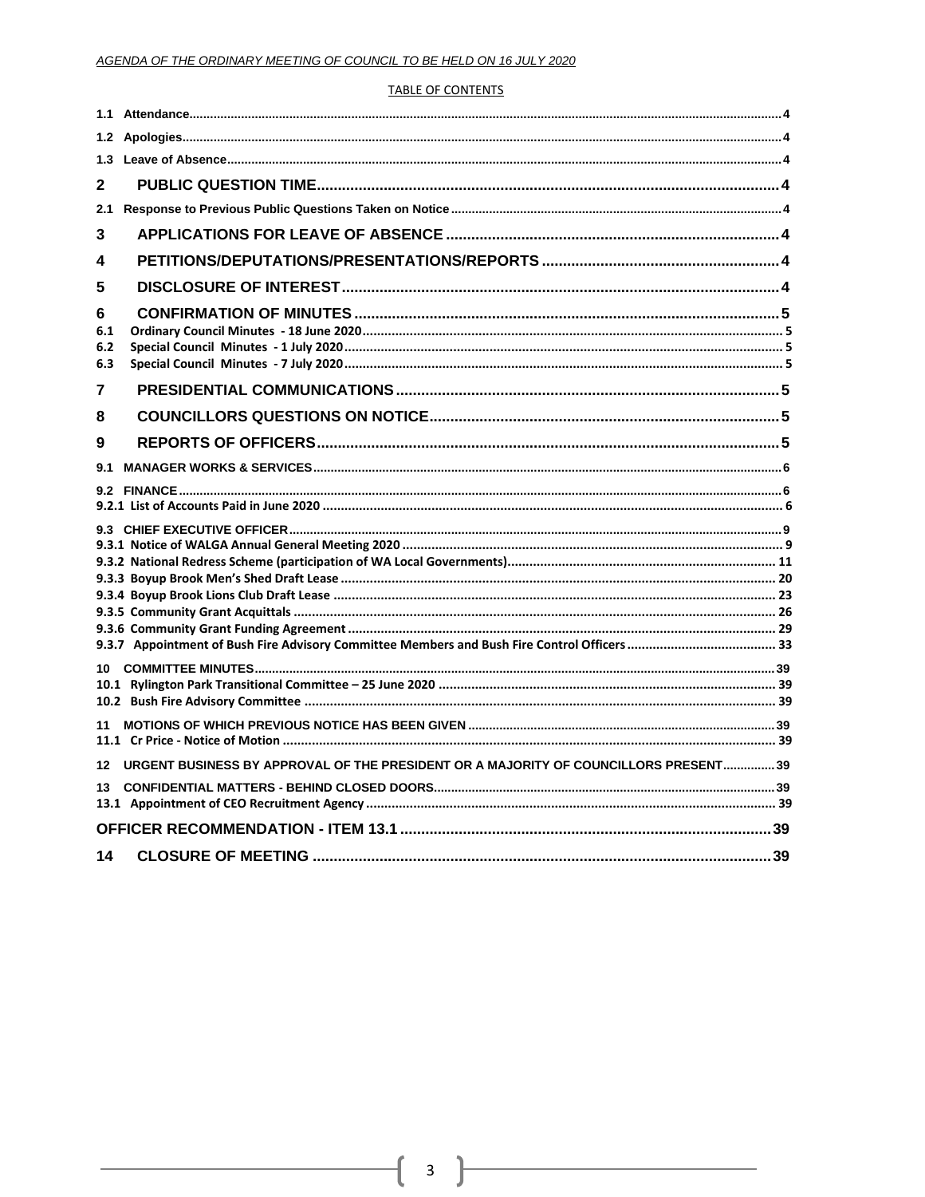TABLE OF CONTENTS

| | | |
|---|---|---|
| 1.1 | Attendance | 4 |
| 1.2 | Apologies | 4 |
| 1.3 | Leave of Absence | 4 |
| **2** | **PUBLIC QUESTION TIME** | **4** |
| 2.1 | Response to Previous Public Questions Taken on Notice | 4 |
| **3** | **APPLICATIONS FOR LEAVE OF ABSENCE** | **4** |
| **4** | **PETITIONS/DEPUTATIONS/PRESENTATIONS/REPORTS** | **4** |
| **5** | **DISCLOSURE OF INTEREST** | **4** |
| **6** | **CONFIRMATION OF MINUTES** | **5** |
| 6.1 | Ordinary Council Minutes - 18 June 2020 | 5 |
| 6.2 | Special Council Minutes - 1 July 2020 | 5 |
| 6.3 | Special Council Minutes - 7 July 2020 | 5 |
| **7** | **PRESIDENTIAL COMMUNICATIONS** | **5** |
| **8** | **COUNCILLORS QUESTIONS ON NOTICE** | **5** |
| **9** | **REPORTS OF OFFICERS** | **5** |
| 9.1 | MANAGER WORKS & SERVICES | 6 |
| 9.2 | FINANCE | 6 |
| 9.2.1 | List of Accounts Paid in June 2020 | 6 |
| 9.3 | CHIEF EXECUTIVE OFFICER | 9 |
| 9.3.1 | Notice of WALGA Annual General Meeting 2020 | 9 |
| 9.3.2 | National Redress Scheme (participation of WA Local Governments) | 11 |
| 9.3.3 | Boyup Brook Men's Shed Draft Lease | 20 |
| 9.3.4 | Boyup Brook Lions Club Draft Lease | 23 |
| 9.3.5 | Community Grant Acquittals | 26 |
| 9.3.6 | Community Grant Funding Agreement | 29 |
| 9.3.7 | Appointment of Bush Fire Advisory Committee Members and Bush Fire Control Officers | 33 |
| 10 | COMMITTEE MINUTES | 39 |
| 10.1 | Rylington Park Transitional Committee – 25 June 2020 | 39 |
| 10.2 | Bush Fire Advisory Committee | 39 |
| 11 | MOTIONS OF WHICH PREVIOUS NOTICE HAS BEEN GIVEN | 39 |
| 11.1 | Cr Price - Notice of Motion | 39 |
| 12 | URGENT BUSINESS BY APPROVAL OF THE PRESIDENT OR A MAJORITY OF COUNCILLORS PRESENT | 39 |
| 13 | CONFIDENTIAL MATTERS - BEHIND CLOSED DOORS | 39 |
| 13.1 | Appointment of CEO Recruitment Agency | 39 |
| | **OFFICER RECOMMENDATION - ITEM 13.1** | **39** |
| **14** | **CLOSURE OF MEETING** | **39** |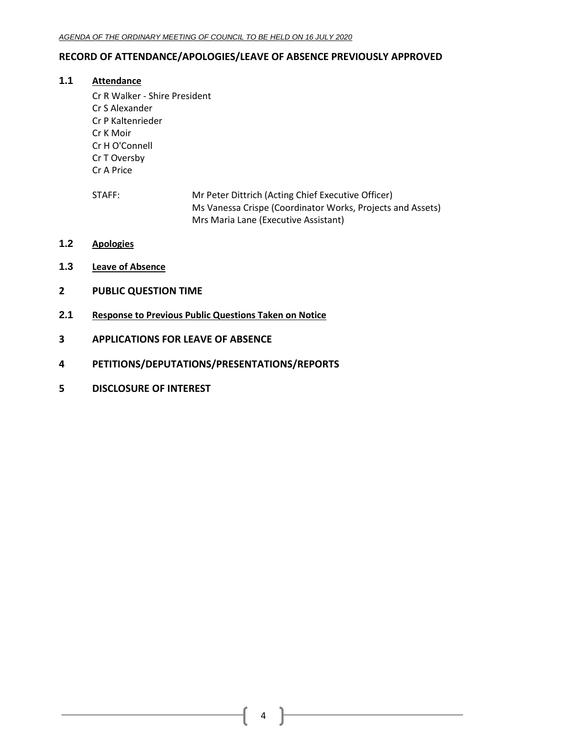## RECORD OF ATTENDANCE/APOLOGIES/LEAVE OF ABSENCE PREVIOUSLY APPROVED

### 1.1 Attendance

Cr R Walker - Shire President
Cr S Alexander
Cr P Kaltenrieder
Cr K Moir
Cr H O'Connell
Cr T Oversby
Cr A Price

STAFF: Mr Peter Dittrich (Acting Chief Executive Officer)
Ms Vanessa Crispe (Coordinator Works, Projects and Assets)
Mrs Maria Lane (Executive Assistant)

### 1.2 Apologies

### 1.3 Leave of Absence

## 2 PUBLIC QUESTION TIME

### 2.1 Response to Previous Public Questions Taken on Notice

## 3 APPLICATIONS FOR LEAVE OF ABSENCE

## 4 PETITIONS/DEPUTATIONS/PRESENTATIONS/REPORTS

## 5 DISCLOSURE OF INTEREST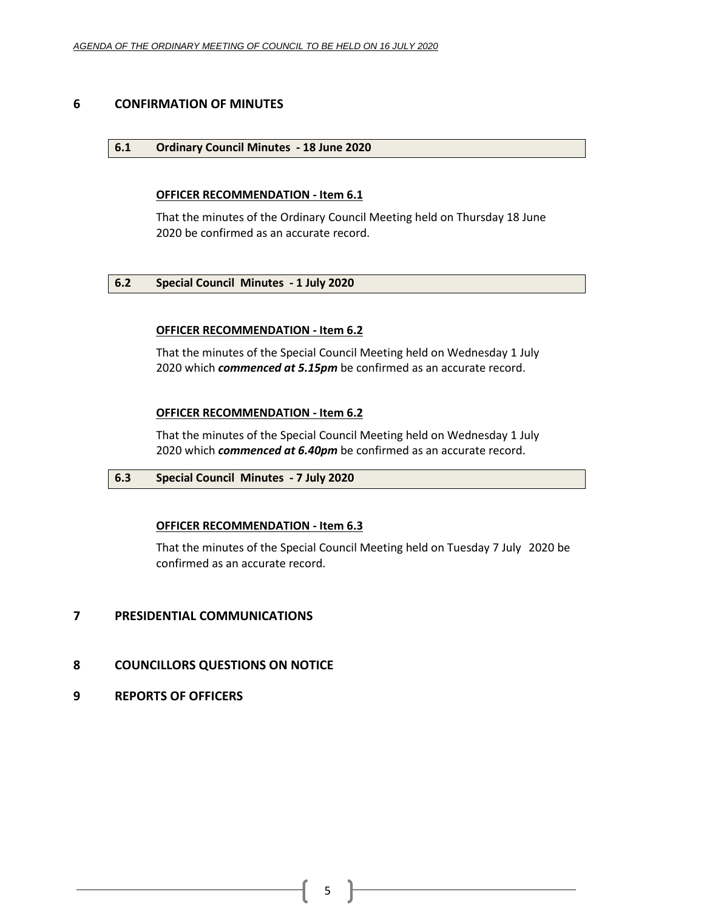## 6 CONFIRMATION OF MINUTES

### 6.1 Ordinary Council Minutes - 18 June 2020

**OFFICER RECOMMENDATION - Item 6.1**

That the minutes of the Ordinary Council Meeting held on Thursday 18 June 2020 be confirmed as an accurate record.

### 6.2 Special Council Minutes - 1 July 2020

**OFFICER RECOMMENDATION - Item 6.2**

That the minutes of the Special Council Meeting held on Wednesday 1 July 2020 which ***commenced at 5.15pm*** be confirmed as an accurate record.

**OFFICER RECOMMENDATION - Item 6.2**

That the minutes of the Special Council Meeting held on Wednesday 1 July 2020 which ***commenced at 6.40pm*** be confirmed as an accurate record.

### 6.3 Special Council Minutes - 7 July 2020

**OFFICER RECOMMENDATION - Item 6.3**

That the minutes of the Special Council Meeting held on Tuesday 7 July 2020 be confirmed as an accurate record.

## 7 PRESIDENTIAL COMMUNICATIONS

## 8 COUNCILLORS QUESTIONS ON NOTICE

## 9 REPORTS OF OFFICERS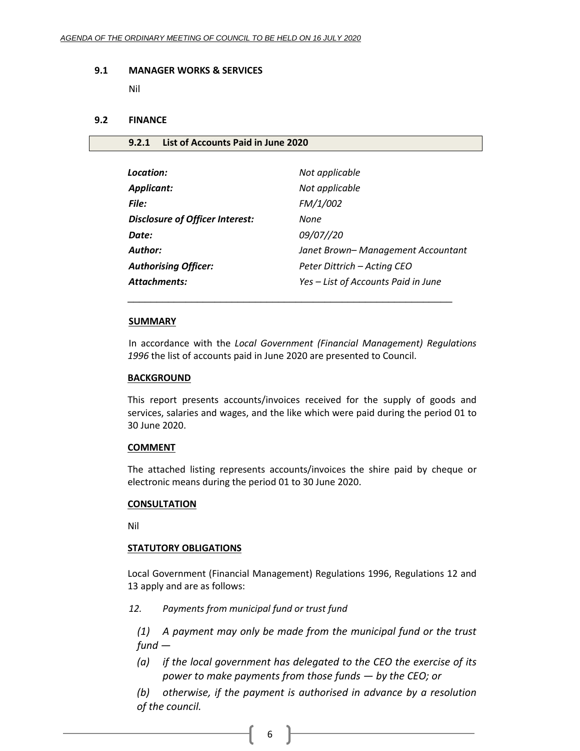### 9.1 MANAGER WORKS & SERVICES

Nil

### 9.2 FINANCE

#### 9.2.1 List of Accounts Paid in June 2020

| | |
|---|---|
| ***Location:*** | *Not applicable* |
| ***Applicant:*** | *Not applicable* |
| ***File:*** | *FM/1/002* |
| ***Disclosure of Officer Interest:*** | *None* |
| ***Date:*** | *09/07//20* |
| ***Author:*** | *Janet Brown– Management Accountant* |
| ***Authorising Officer:*** | *Peter Dittrich – Acting CEO* |
| ***Attachments:*** | *Yes – List of Accounts Paid in June* |

**SUMMARY**

In accordance with the *Local Government (Financial Management) Regulations 1996* the list of accounts paid in June 2020 are presented to Council.

**BACKGROUND**

This report presents accounts/invoices received for the supply of goods and services, salaries and wages, and the like which were paid during the period 01 to 30 June 2020.

**COMMENT**

The attached listing represents accounts/invoices the shire paid by cheque or electronic means during the period 01 to 30 June 2020.

**CONSULTATION**

Nil

**STATUTORY OBLIGATIONS**

Local Government (Financial Management) Regulations 1996, Regulations 12 and 13 apply and are as follows:

*12. Payments from municipal fund or trust fund*

*(1) A payment may only be made from the municipal fund or the trust fund —*

*(a) if the local government has delegated to the CEO the exercise of its power to make payments from those funds — by the CEO; or*

*(b) otherwise, if the payment is authorised in advance by a resolution of the council.*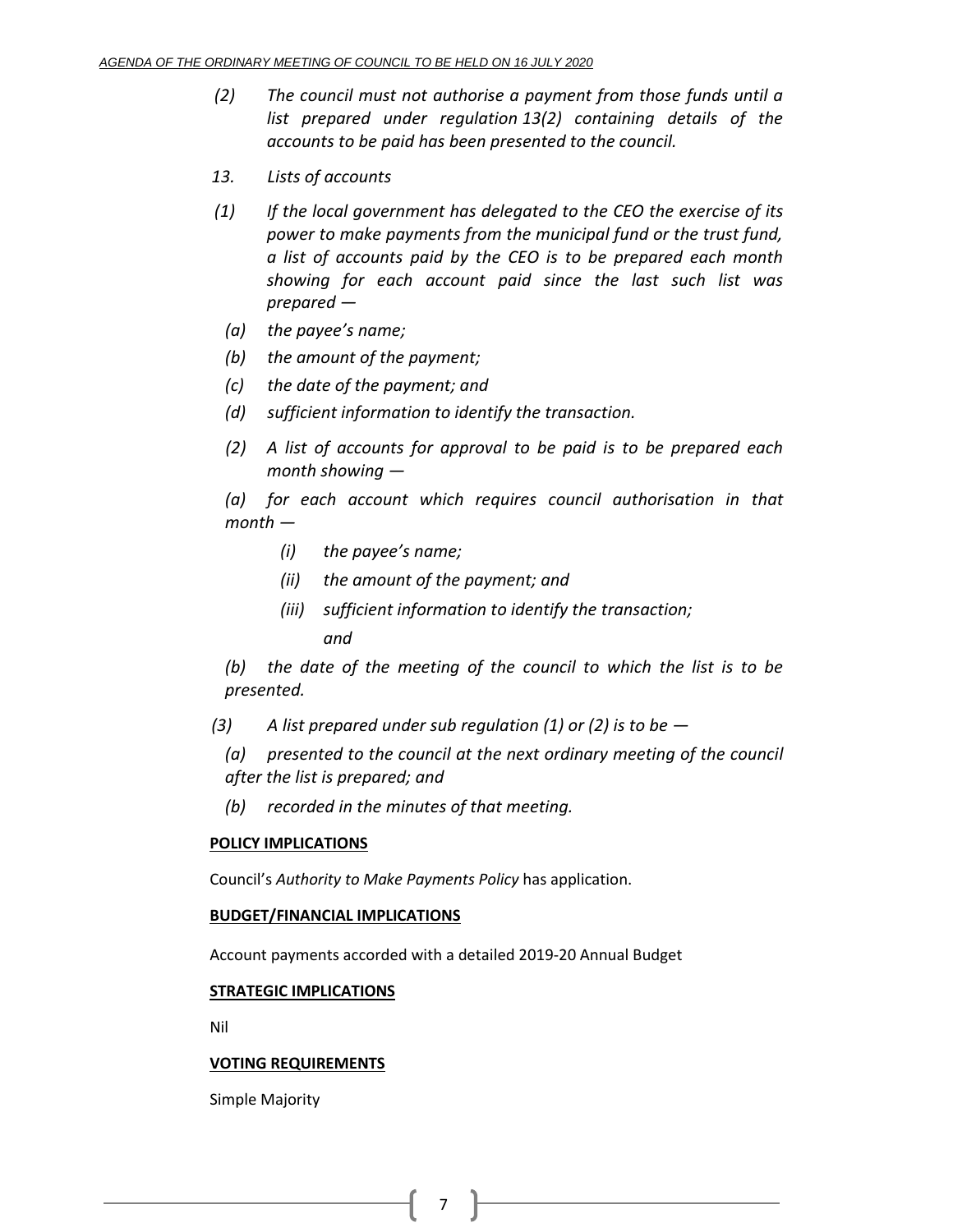*(2) The council must not authorise a payment from those funds until a list prepared under regulation 13(2) containing details of the accounts to be paid has been presented to the council.*

*13. Lists of accounts*

*(1) If the local government has delegated to the CEO the exercise of its power to make payments from the municipal fund or the trust fund, a list of accounts paid by the CEO is to be prepared each month showing for each account paid since the last such list was prepared —*

*(a) the payee's name;*

*(b) the amount of the payment;*

*(c) the date of the payment; and*

*(d) sufficient information to identify the transaction.*

*(2) A list of accounts for approval to be paid is to be prepared each month showing —*

*(a) for each account which requires council authorisation in that month —*

*(i) the payee's name;*

*(ii) the amount of the payment; and*

*(iii) sufficient information to identify the transaction; and*

*(b) the date of the meeting of the council to which the list is to be presented.*

*(3) A list prepared under sub regulation (1) or (2) is to be —*

*(a) presented to the council at the next ordinary meeting of the council after the list is prepared; and*

*(b) recorded in the minutes of that meeting.*

**POLICY IMPLICATIONS**

Council's *Authority to Make Payments Policy* has application.

**BUDGET/FINANCIAL IMPLICATIONS**

Account payments accorded with a detailed 2019-20 Annual Budget

**STRATEGIC IMPLICATIONS**

Nil

**VOTING REQUIREMENTS**

Simple Majority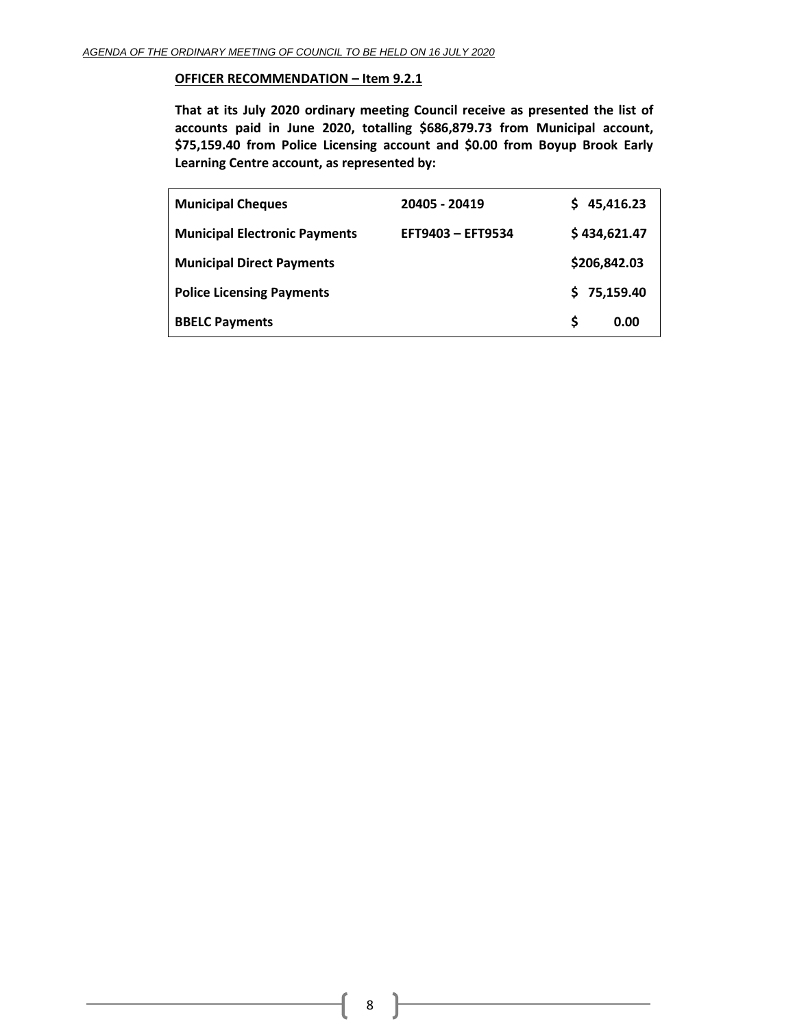**OFFICER RECOMMENDATION – Item 9.2.1**

**That at its July 2020 ordinary meeting Council receive as presented the list of accounts paid in June 2020, totalling $686,879.73 from Municipal account, $75,159.40 from Police Licensing account and $0.00 from Boyup Brook Early Learning Centre account, as represented by:**

| | | |
|---|---|---|
| **Municipal Cheques** | **20405 - 20419** | **$ 45,416.23** |
| **Municipal Electronic Payments** | **EFT9403 – EFT9534** | **$ 434,621.47** |
| **Municipal Direct Payments** | | **$206,842.03** |
| **Police Licensing Payments** | | **$ 75,159.40** |
| **BBELC Payments** | | **$ 0.00** |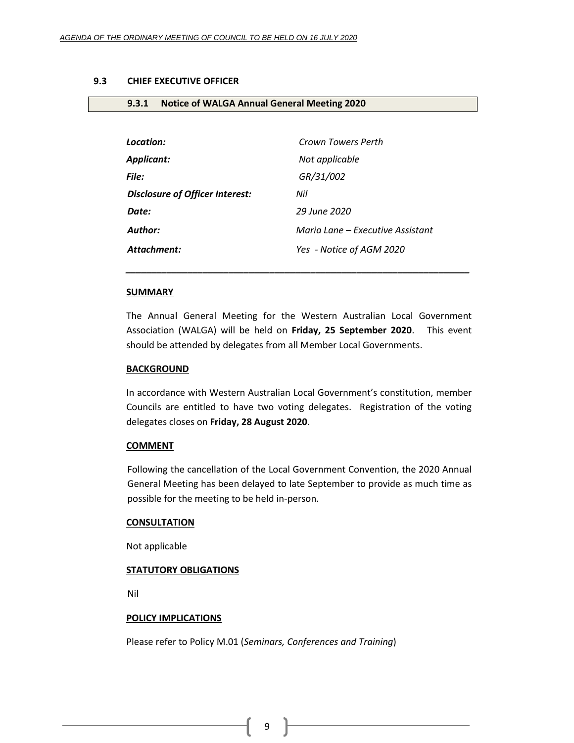## 9.3 CHIEF EXECUTIVE OFFICER

### 9.3.1 Notice of WALGA Annual General Meeting 2020

| | |
|---|---|
| ***Location:*** | *Crown Towers Perth* |
| ***Applicant:*** | *Not applicable* |
| ***File:*** | *GR/31/002* |
| ***Disclosure of Officer Interest:*** | *Nil* |
| ***Date:*** | *29 June 2020* |
| ***Author:*** | *Maria Lane – Executive Assistant* |
| ***Attachment:*** | *Yes - Notice of AGM 2020* |

---

**SUMMARY**

The Annual General Meeting for the Western Australian Local Government Association (WALGA) will be held on **Friday, 25 September 2020**. This event should be attended by delegates from all Member Local Governments.

**BACKGROUND**

In accordance with Western Australian Local Government's constitution, member Councils are entitled to have two voting delegates. Registration of the voting delegates closes on **Friday, 28 August 2020**.

**COMMENT**

Following the cancellation of the Local Government Convention, the 2020 Annual General Meeting has been delayed to late September to provide as much time as possible for the meeting to be held in-person.

**CONSULTATION**

Not applicable

**STATUTORY OBLIGATIONS**

Nil

**POLICY IMPLICATIONS**

Please refer to Policy M.01 (*Seminars, Conferences and Training*)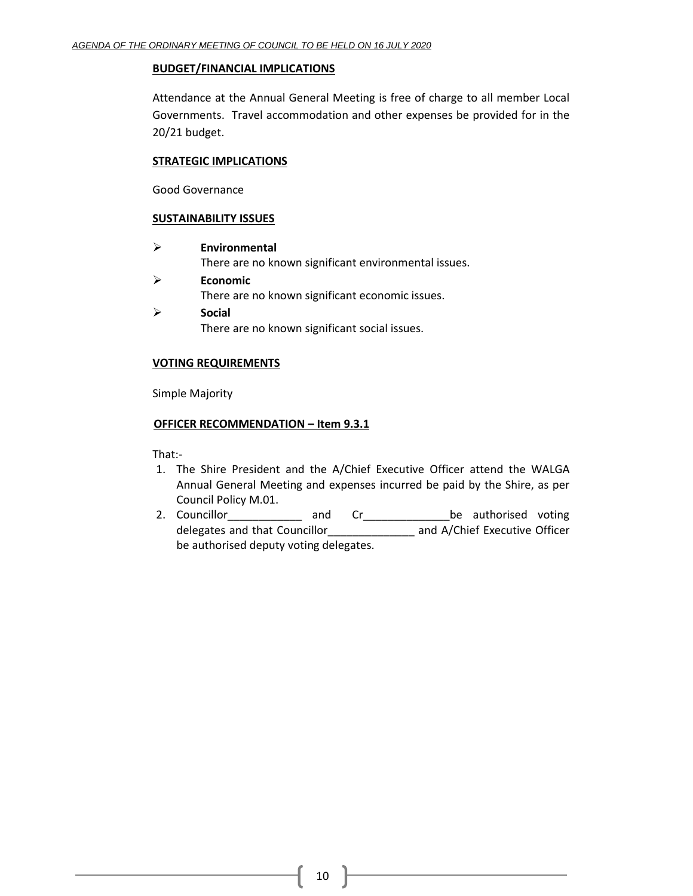**BUDGET/FINANCIAL IMPLICATIONS**

Attendance at the Annual General Meeting is free of charge to all member Local Governments. Travel accommodation and other expenses be provided for in the 20/21 budget.

**STRATEGIC IMPLICATIONS**

Good Governance

**SUSTAINABILITY ISSUES**

- **Environmental**
  There are no known significant environmental issues.
- **Economic**
  There are no known significant economic issues.
- **Social**
  There are no known significant social issues.

**VOTING REQUIREMENTS**

Simple Majority

**OFFICER RECOMMENDATION – Item 9.3.1**

That:-

1. The Shire President and the A/Chief Executive Officer attend the WALGA Annual General Meeting and expenses incurred be paid by the Shire, as per Council Policy M.01.
2. Councillor____________ and Cr______________be authorised voting delegates and that Councillor______________ and A/Chief Executive Officer be authorised deputy voting delegates.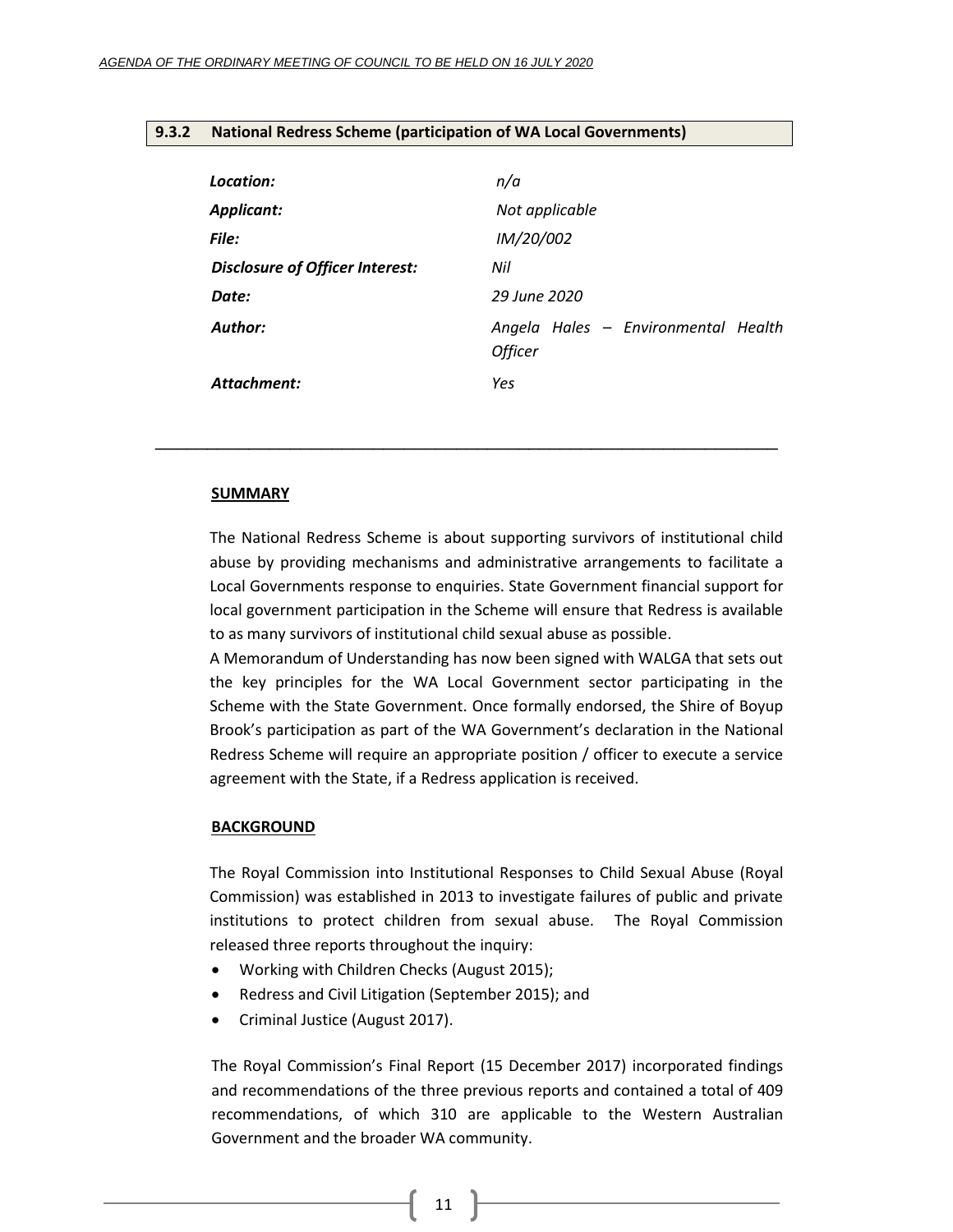## 9.3.2 National Redress Scheme (participation of WA Local Governments)

| | |
|---|---|
| ***Location:*** | *n/a* |
| ***Applicant:*** | *Not applicable* |
| ***File:*** | *IM/20/002* |
| ***Disclosure of Officer Interest:*** | *Nil* |
| ***Date:*** | *29 June 2020* |
| ***Author:*** | *Angela Hales – Environmental Health Officer* |
| ***Attachment:*** | *Yes* |

---

**SUMMARY**

The National Redress Scheme is about supporting survivors of institutional child abuse by providing mechanisms and administrative arrangements to facilitate a Local Governments response to enquiries. State Government financial support for local government participation in the Scheme will ensure that Redress is available to as many survivors of institutional child sexual abuse as possible.
A Memorandum of Understanding has now been signed with WALGA that sets out the key principles for the WA Local Government sector participating in the Scheme with the State Government. Once formally endorsed, the Shire of Boyup Brook's participation as part of the WA Government's declaration in the National Redress Scheme will require an appropriate position / officer to execute a service agreement with the State, if a Redress application is received.

**BACKGROUND**

The Royal Commission into Institutional Responses to Child Sexual Abuse (Royal Commission) was established in 2013 to investigate failures of public and private institutions to protect children from sexual abuse. The Royal Commission released three reports throughout the inquiry:

- Working with Children Checks (August 2015);
- Redress and Civil Litigation (September 2015); and
- Criminal Justice (August 2017).

The Royal Commission's Final Report (15 December 2017) incorporated findings and recommendations of the three previous reports and contained a total of 409 recommendations, of which 310 are applicable to the Western Australian Government and the broader WA community.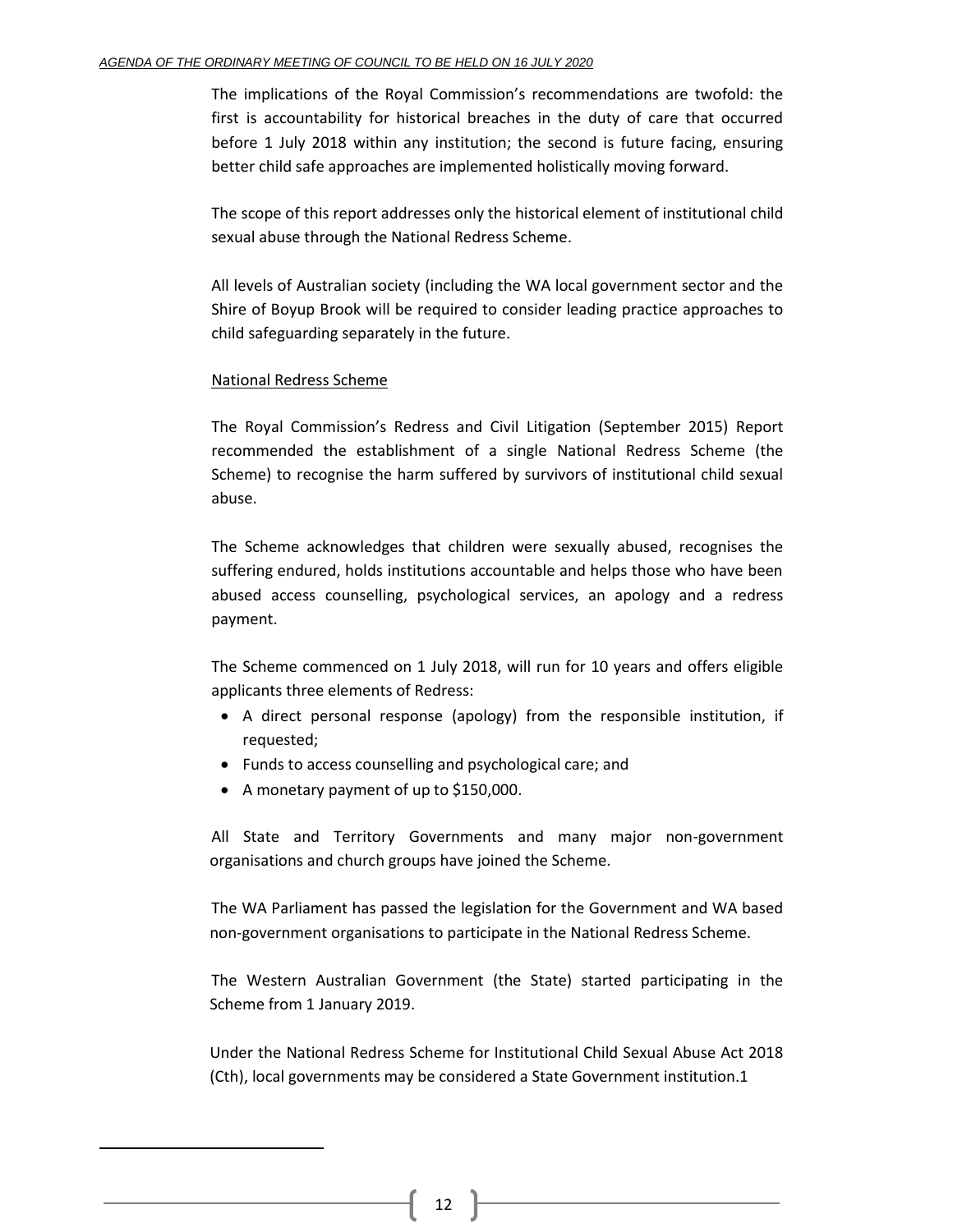The implications of the Royal Commission's recommendations are twofold: the first is accountability for historical breaches in the duty of care that occurred before 1 July 2018 within any institution; the second is future facing, ensuring better child safe approaches are implemented holistically moving forward.

The scope of this report addresses only the historical element of institutional child sexual abuse through the National Redress Scheme.

All levels of Australian society (including the WA local government sector and the Shire of Boyup Brook will be required to consider leading practice approaches to child safeguarding separately in the future.

National Redress Scheme

The Royal Commission's Redress and Civil Litigation (September 2015) Report recommended the establishment of a single National Redress Scheme (the Scheme) to recognise the harm suffered by survivors of institutional child sexual abuse.

The Scheme acknowledges that children were sexually abused, recognises the suffering endured, holds institutions accountable and helps those who have been abused access counselling, psychological services, an apology and a redress payment.

The Scheme commenced on 1 July 2018, will run for 10 years and offers eligible applicants three elements of Redress:

- A direct personal response (apology) from the responsible institution, if requested;
- Funds to access counselling and psychological care; and
- A monetary payment of up to $150,000.

All State and Territory Governments and many major non-government organisations and church groups have joined the Scheme.

The WA Parliament has passed the legislation for the Government and WA based non-government organisations to participate in the National Redress Scheme.

The Western Australian Government (the State) started participating in the Scheme from 1 January 2019.

Under the National Redress Scheme for Institutional Child Sexual Abuse Act 2018 (Cth), local governments may be considered a State Government institution.[1]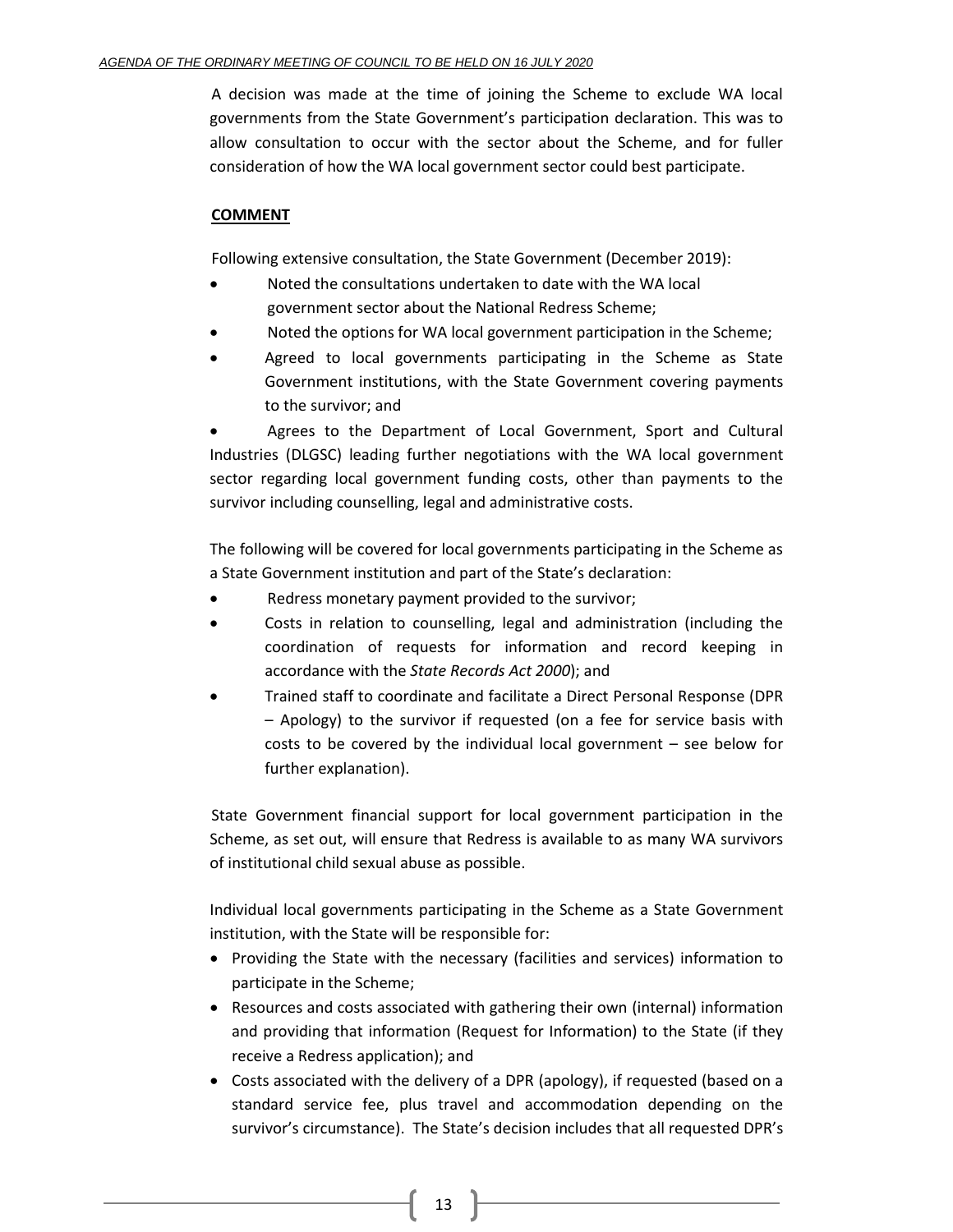A decision was made at the time of joining the Scheme to exclude WA local governments from the State Government's participation declaration. This was to allow consultation to occur with the sector about the Scheme, and for fuller consideration of how the WA local government sector could best participate.

**COMMENT**

Following extensive consultation, the State Government (December 2019):

- Noted the consultations undertaken to date with the WA local government sector about the National Redress Scheme;
- Noted the options for WA local government participation in the Scheme;
- Agreed to local governments participating in the Scheme as State Government institutions, with the State Government covering payments to the survivor; and
- Agrees to the Department of Local Government, Sport and Cultural Industries (DLGSC) leading further negotiations with the WA local government sector regarding local government funding costs, other than payments to the survivor including counselling, legal and administrative costs.

The following will be covered for local governments participating in the Scheme as a State Government institution and part of the State's declaration:

- Redress monetary payment provided to the survivor;
- Costs in relation to counselling, legal and administration (including the coordination of requests for information and record keeping in accordance with the *State Records Act 2000*); and
- Trained staff to coordinate and facilitate a Direct Personal Response (DPR – Apology) to the survivor if requested (on a fee for service basis with costs to be covered by the individual local government – see below for further explanation).

State Government financial support for local government participation in the Scheme, as set out, will ensure that Redress is available to as many WA survivors of institutional child sexual abuse as possible.

Individual local governments participating in the Scheme as a State Government institution, with the State will be responsible for:

- Providing the State with the necessary (facilities and services) information to participate in the Scheme;
- Resources and costs associated with gathering their own (internal) information and providing that information (Request for Information) to the State (if they receive a Redress application); and
- Costs associated with the delivery of a DPR (apology), if requested (based on a standard service fee, plus travel and accommodation depending on the survivor's circumstance). The State's decision includes that all requested DPR's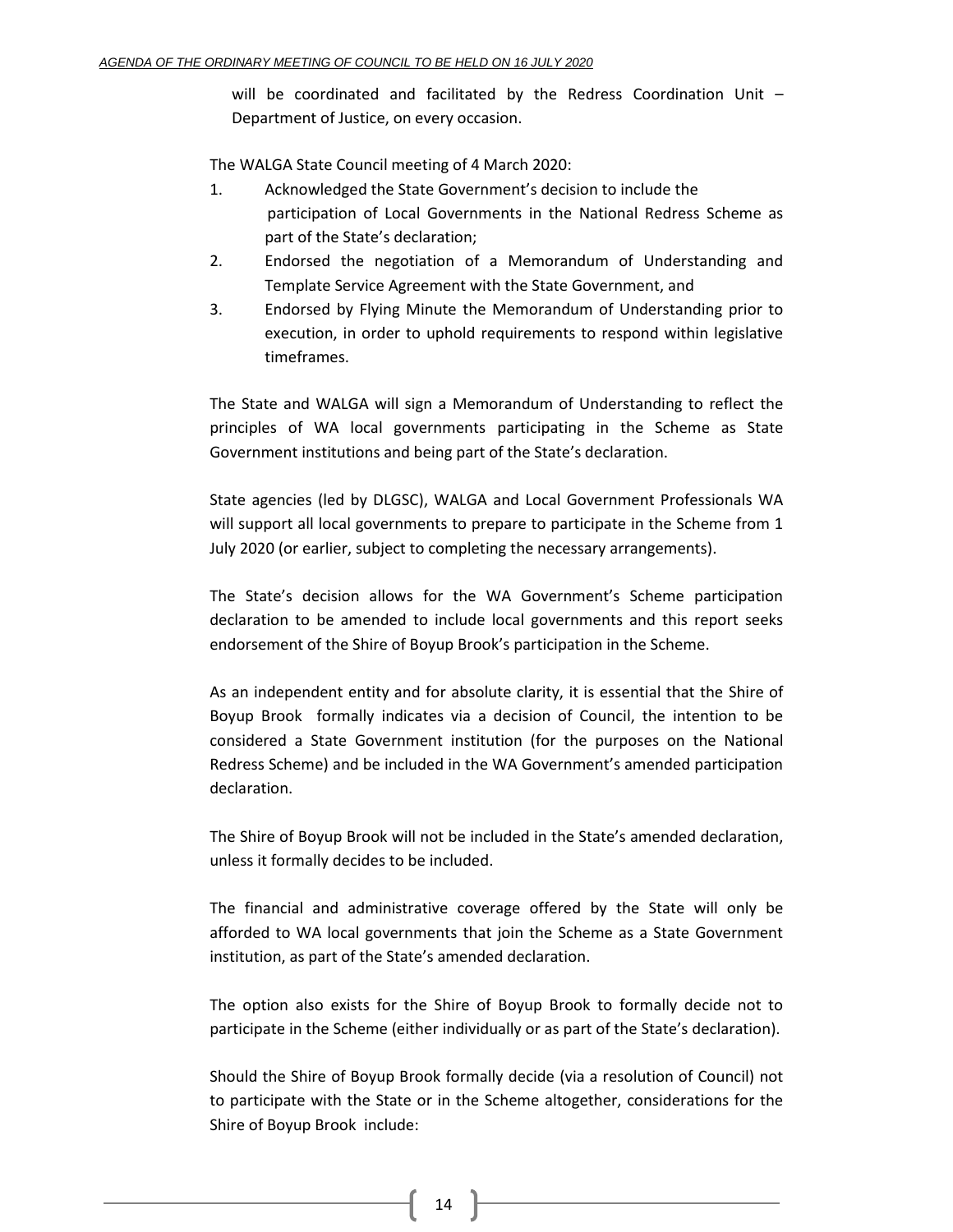will be coordinated and facilitated by the Redress Coordination Unit – Department of Justice, on every occasion.

The WALGA State Council meeting of 4 March 2020:

1. Acknowledged the State Government's decision to include the participation of Local Governments in the National Redress Scheme as part of the State's declaration;
2. Endorsed the negotiation of a Memorandum of Understanding and Template Service Agreement with the State Government, and
3. Endorsed by Flying Minute the Memorandum of Understanding prior to execution, in order to uphold requirements to respond within legislative timeframes.

The State and WALGA will sign a Memorandum of Understanding to reflect the principles of WA local governments participating in the Scheme as State Government institutions and being part of the State's declaration.

State agencies (led by DLGSC), WALGA and Local Government Professionals WA will support all local governments to prepare to participate in the Scheme from 1 July 2020 (or earlier, subject to completing the necessary arrangements).

The State's decision allows for the WA Government's Scheme participation declaration to be amended to include local governments and this report seeks endorsement of the Shire of Boyup Brook's participation in the Scheme.

As an independent entity and for absolute clarity, it is essential that the Shire of Boyup Brook formally indicates via a decision of Council, the intention to be considered a State Government institution (for the purposes on the National Redress Scheme) and be included in the WA Government's amended participation declaration.

The Shire of Boyup Brook will not be included in the State's amended declaration, unless it formally decides to be included.

The financial and administrative coverage offered by the State will only be afforded to WA local governments that join the Scheme as a State Government institution, as part of the State's amended declaration.

The option also exists for the Shire of Boyup Brook to formally decide not to participate in the Scheme (either individually or as part of the State's declaration).

Should the Shire of Boyup Brook formally decide (via a resolution of Council) not to participate with the State or in the Scheme altogether, considerations for the Shire of Boyup Brook include: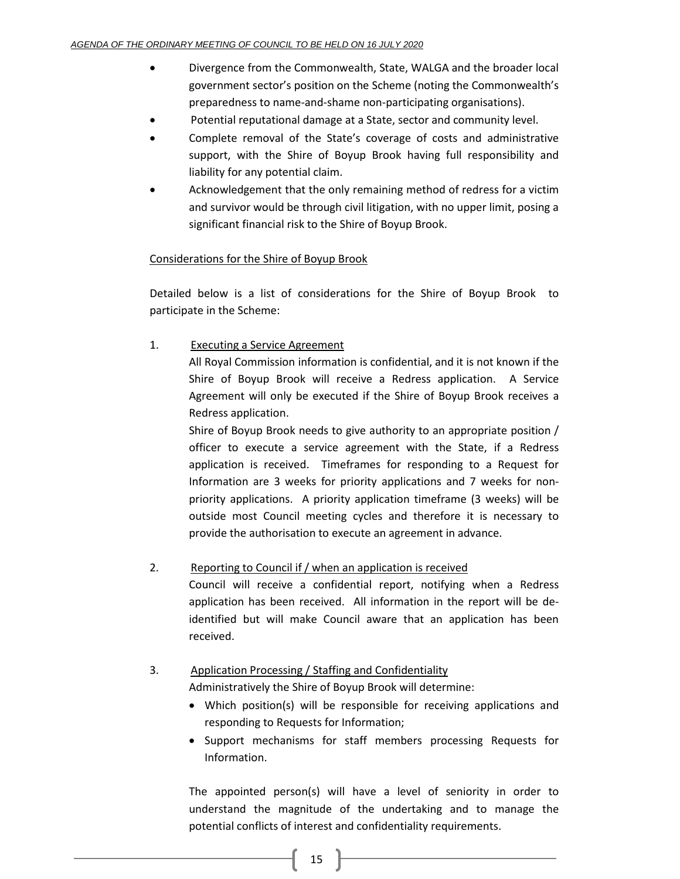- Divergence from the Commonwealth, State, WALGA and the broader local government sector's position on the Scheme (noting the Commonwealth's preparedness to name-and-shame non-participating organisations).
- Potential reputational damage at a State, sector and community level.
- Complete removal of the State's coverage of costs and administrative support, with the Shire of Boyup Brook having full responsibility and liability for any potential claim.
- Acknowledgement that the only remaining method of redress for a victim and survivor would be through civil litigation, with no upper limit, posing a significant financial risk to the Shire of Boyup Brook.

Considerations for the Shire of Boyup Brook

Detailed below is a list of considerations for the Shire of Boyup Brook to participate in the Scheme:

1. Executing a Service Agreement

   All Royal Commission information is confidential, and it is not known if the Shire of Boyup Brook will receive a Redress application. A Service Agreement will only be executed if the Shire of Boyup Brook receives a Redress application.

   Shire of Boyup Brook needs to give authority to an appropriate position / officer to execute a service agreement with the State, if a Redress application is received. Timeframes for responding to a Request for Information are 3 weeks for priority applications and 7 weeks for non-priority applications. A priority application timeframe (3 weeks) will be outside most Council meeting cycles and therefore it is necessary to provide the authorisation to execute an agreement in advance.

2. Reporting to Council if / when an application is received

   Council will receive a confidential report, notifying when a Redress application has been received. All information in the report will be de-identified but will make Council aware that an application has been received.

3. Application Processing / Staffing and Confidentiality

   Administratively the Shire of Boyup Brook will determine:

   - Which position(s) will be responsible for receiving applications and responding to Requests for Information;
   - Support mechanisms for staff members processing Requests for Information.

   The appointed person(s) will have a level of seniority in order to understand the magnitude of the undertaking and to manage the potential conflicts of interest and confidentiality requirements.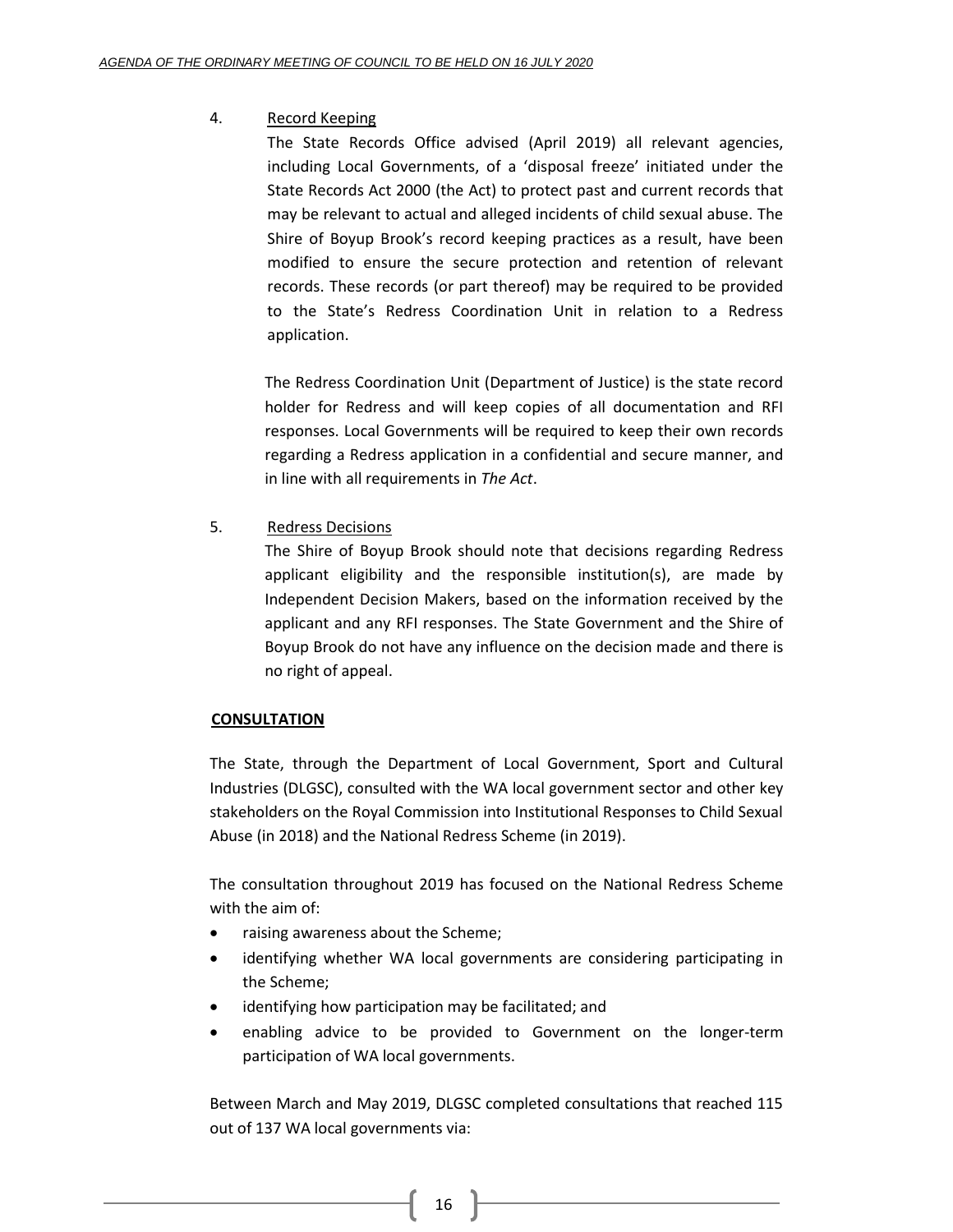4. <u>Record Keeping</u>

   The State Records Office advised (April 2019) all relevant agencies, including Local Governments, of a 'disposal freeze' initiated under the State Records Act 2000 (the Act) to protect past and current records that may be relevant to actual and alleged incidents of child sexual abuse. The Shire of Boyup Brook's record keeping practices as a result, have been modified to ensure the secure protection and retention of relevant records. These records (or part thereof) may be required to be provided to the State's Redress Coordination Unit in relation to a Redress application.

   The Redress Coordination Unit (Department of Justice) is the state record holder for Redress and will keep copies of all documentation and RFI responses. Local Governments will be required to keep their own records regarding a Redress application in a confidential and secure manner, and in line with all requirements in *The Act*.

5. <u>Redress Decisions</u>

   The Shire of Boyup Brook should note that decisions regarding Redress applicant eligibility and the responsible institution(s), are made by Independent Decision Makers, based on the information received by the applicant and any RFI responses. The State Government and the Shire of Boyup Brook do not have any influence on the decision made and there is no right of appeal.

**<u>CONSULTATION</u>**

The State, through the Department of Local Government, Sport and Cultural Industries (DLGSC), consulted with the WA local government sector and other key stakeholders on the Royal Commission into Institutional Responses to Child Sexual Abuse (in 2018) and the National Redress Scheme (in 2019).

The consultation throughout 2019 has focused on the National Redress Scheme with the aim of:

- raising awareness about the Scheme;
- identifying whether WA local governments are considering participating in the Scheme;
- identifying how participation may be facilitated; and
- enabling advice to be provided to Government on the longer-term participation of WA local governments.

Between March and May 2019, DLGSC completed consultations that reached 115 out of 137 WA local governments via: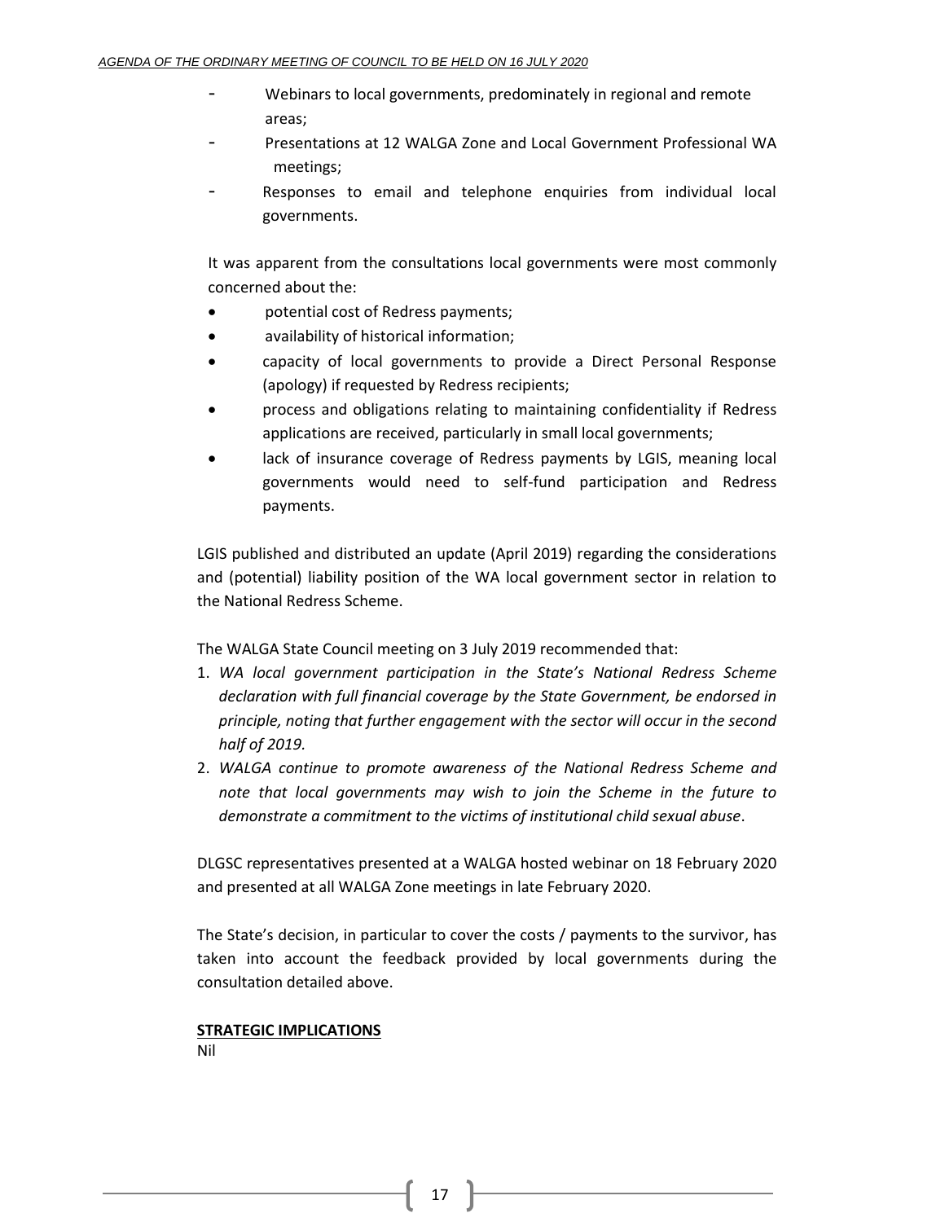- Webinars to local governments, predominately in regional and remote areas;
- Presentations at 12 WALGA Zone and Local Government Professional WA meetings;
- Responses to email and telephone enquiries from individual local governments.

It was apparent from the consultations local governments were most commonly concerned about the:

- potential cost of Redress payments;
- availability of historical information;
- capacity of local governments to provide a Direct Personal Response (apology) if requested by Redress recipients;
- process and obligations relating to maintaining confidentiality if Redress applications are received, particularly in small local governments;
- lack of insurance coverage of Redress payments by LGIS, meaning local governments would need to self-fund participation and Redress payments.

LGIS published and distributed an update (April 2019) regarding the considerations and (potential) liability position of the WA local government sector in relation to the National Redress Scheme.

The WALGA State Council meeting on 3 July 2019 recommended that:

1. *WA local government participation in the State's National Redress Scheme declaration with full financial coverage by the State Government, be endorsed in principle, noting that further engagement with the sector will occur in the second half of 2019.*
2. *WALGA continue to promote awareness of the National Redress Scheme and note that local governments may wish to join the Scheme in the future to demonstrate a commitment to the victims of institutional child sexual abuse*.

DLGSC representatives presented at a WALGA hosted webinar on 18 February 2020 and presented at all WALGA Zone meetings in late February 2020.

The State's decision, in particular to cover the costs / payments to the survivor, has taken into account the feedback provided by local governments during the consultation detailed above.

**STRATEGIC IMPLICATIONS**

Nil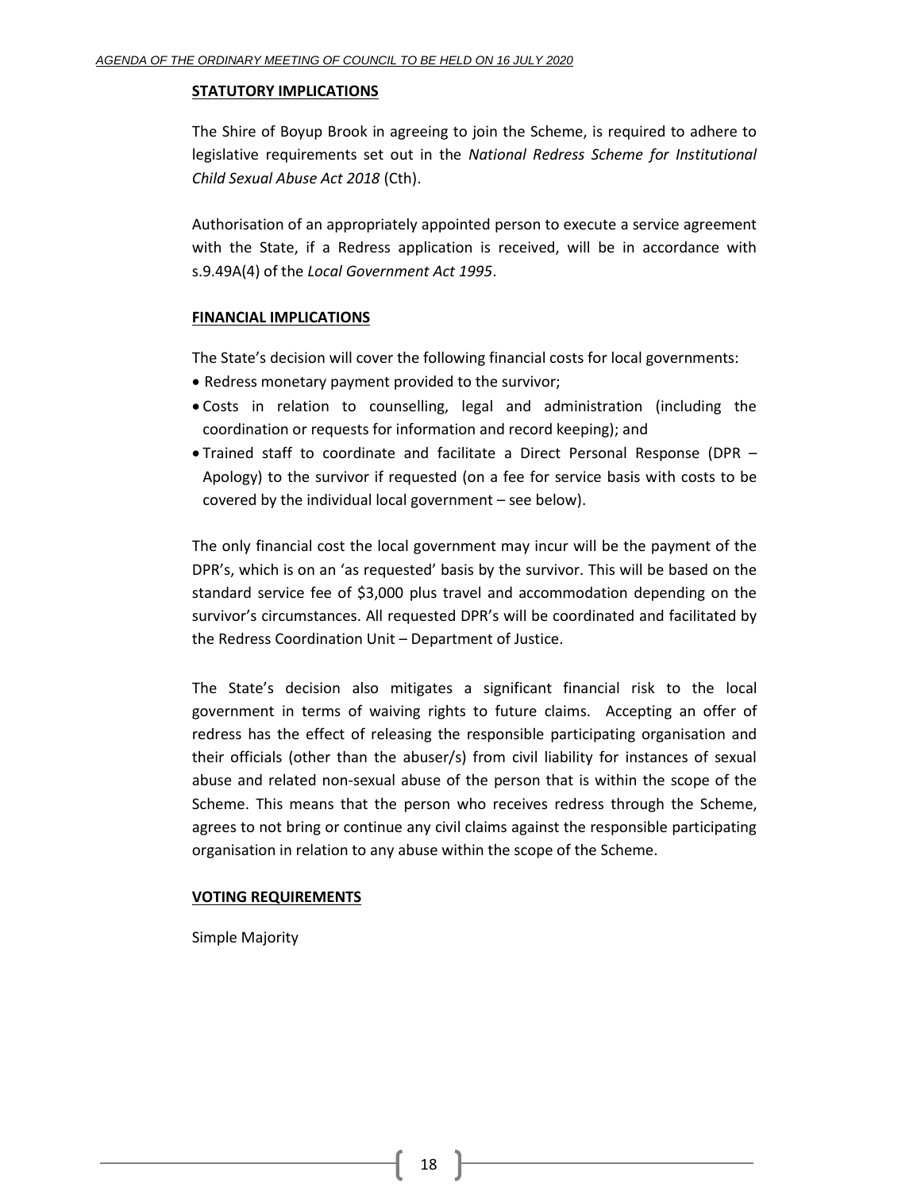## STATUTORY IMPLICATIONS

The Shire of Boyup Brook in agreeing to join the Scheme, is required to adhere to legislative requirements set out in the *National Redress Scheme for Institutional Child Sexual Abuse Act 2018* (Cth).

Authorisation of an appropriately appointed person to execute a service agreement with the State, if a Redress application is received, will be in accordance with s.9.49A(4) of the *Local Government Act 1995*.

## FINANCIAL IMPLICATIONS

The State's decision will cover the following financial costs for local governments:

- Redress monetary payment provided to the survivor;
- Costs in relation to counselling, legal and administration (including the coordination or requests for information and record keeping); and
- Trained staff to coordinate and facilitate a Direct Personal Response (DPR – Apology) to the survivor if requested (on a fee for service basis with costs to be covered by the individual local government – see below).

The only financial cost the local government may incur will be the payment of the DPR's, which is on an 'as requested' basis by the survivor. This will be based on the standard service fee of $3,000 plus travel and accommodation depending on the survivor's circumstances. All requested DPR's will be coordinated and facilitated by the Redress Coordination Unit – Department of Justice.

The State's decision also mitigates a significant financial risk to the local government in terms of waiving rights to future claims. Accepting an offer of redress has the effect of releasing the responsible participating organisation and their officials (other than the abuser/s) from civil liability for instances of sexual abuse and related non-sexual abuse of the person that is within the scope of the Scheme. This means that the person who receives redress through the Scheme, agrees to not bring or continue any civil claims against the responsible participating organisation in relation to any abuse within the scope of the Scheme.

## VOTING REQUIREMENTS

Simple Majority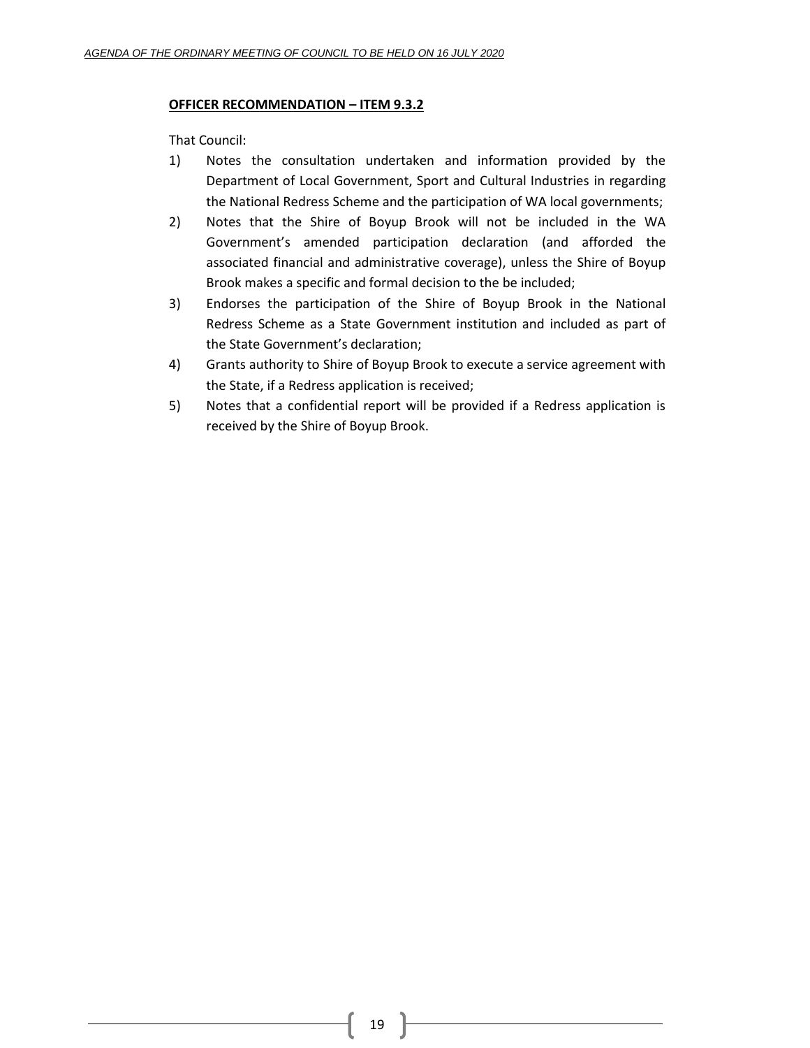**OFFICER RECOMMENDATION – ITEM 9.3.2**

That Council:

1) Notes the consultation undertaken and information provided by the Department of Local Government, Sport and Cultural Industries in regarding the National Redress Scheme and the participation of WA local governments;
2) Notes that the Shire of Boyup Brook will not be included in the WA Government's amended participation declaration (and afforded the associated financial and administrative coverage), unless the Shire of Boyup Brook makes a specific and formal decision to the be included;
3) Endorses the participation of the Shire of Boyup Brook in the National Redress Scheme as a State Government institution and included as part of the State Government's declaration;
4) Grants authority to Shire of Boyup Brook to execute a service agreement with the State, if a Redress application is received;
5) Notes that a confidential report will be provided if a Redress application is received by the Shire of Boyup Brook.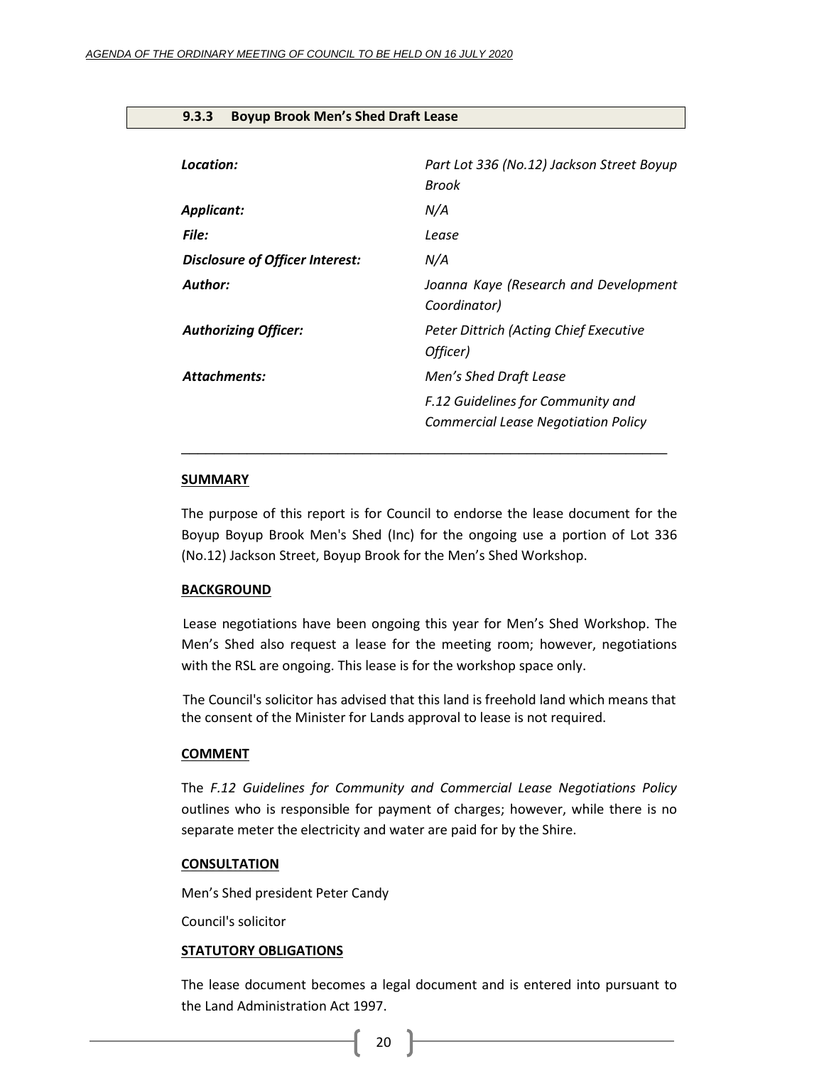### 9.3.3 Boyup Brook Men's Shed Draft Lease

| | |
|---|---|
| ***Location:*** | *Part Lot 336 (No.12) Jackson Street Boyup Brook* |
| ***Applicant:*** | *N/A* |
| ***File:*** | *Lease* |
| ***Disclosure of Officer Interest:*** | *N/A* |
| ***Author:*** | *Joanna Kaye (Research and Development Coordinator)* |
| ***Authorizing Officer:*** | *Peter Dittrich (Acting Chief Executive Officer)* |
| ***Attachments:*** | *Men's Shed Draft Lease*<br>*F.12 Guidelines for Community and Commercial Lease Negotiation Policy* |

---

**SUMMARY**

The purpose of this report is for Council to endorse the lease document for the Boyup Boyup Brook Men's Shed (Inc) for the ongoing use a portion of Lot 336 (No.12) Jackson Street, Boyup Brook for the Men's Shed Workshop.

**BACKGROUND**

Lease negotiations have been ongoing this year for Men's Shed Workshop. The Men's Shed also request a lease for the meeting room; however, negotiations with the RSL are ongoing. This lease is for the workshop space only.

The Council's solicitor has advised that this land is freehold land which means that the consent of the Minister for Lands approval to lease is not required.

**COMMENT**

The *F.12 Guidelines for Community and Commercial Lease Negotiations Policy* outlines who is responsible for payment of charges; however, while there is no separate meter the electricity and water are paid for by the Shire.

**CONSULTATION**

Men's Shed president Peter Candy

Council's solicitor

**STATUTORY OBLIGATIONS**

The lease document becomes a legal document and is entered into pursuant to the Land Administration Act 1997.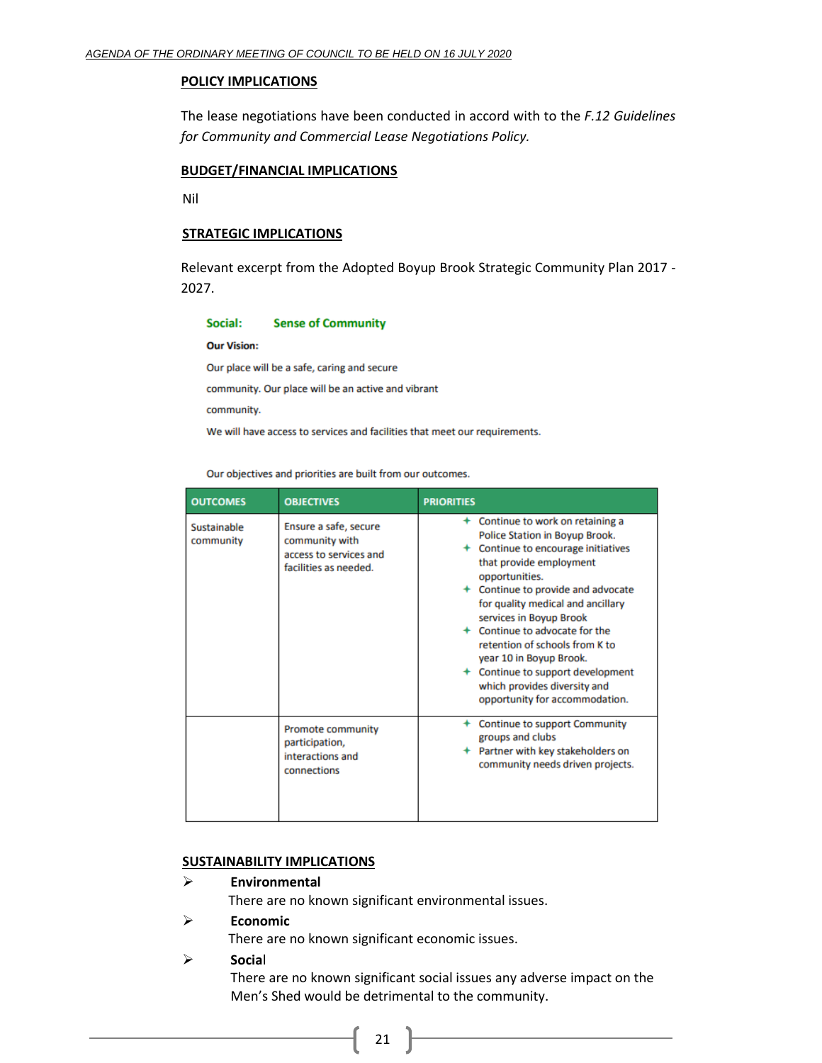## POLICY IMPLICATIONS

The lease negotiations have been conducted in accord with to the *F.12 Guidelines for Community and Commercial Lease Negotiations Policy.*

## BUDGET/FINANCIAL IMPLICATIONS

Nil

## STRATEGIC IMPLICATIONS

Relevant excerpt from the Adopted Boyup Brook Strategic Community Plan 2017 - 2027.

**Social: Sense of Community**

**Our Vision:**

Our place will be a safe, caring and secure community. Our place will be an active and vibrant community.

We will have access to services and facilities that meet our requirements.

Our objectives and priorities are built from our outcomes.

| OUTCOMES | OBJECTIVES | PRIORITIES |
|---|---|---|
| Sustainable community | Ensure a safe, secure community with access to services and facilities as needed. | + Continue to work on retaining a Police Station in Boyup Brook.<br>+ Continue to encourage initiatives that provide employment opportunities.<br>+ Continue to provide and advocate for quality medical and ancillary services in Boyup Brook<br>+ Continue to advocate for the retention of schools from K to year 10 in Boyup Brook.<br>+ Continue to support development which provides diversity and opportunity for accommodation. |
| | Promote community participation, interactions and connections | + Continue to support Community groups and clubs<br>+ Partner with key stakeholders on community needs driven projects. |

## SUSTAINABILITY IMPLICATIONS

- **Environmental**
  There are no known significant environmental issues.
- **Economic**
  There are no known significant economic issues.
- **Social**
  There are no known significant social issues any adverse impact on the Men's Shed would be detrimental to the community.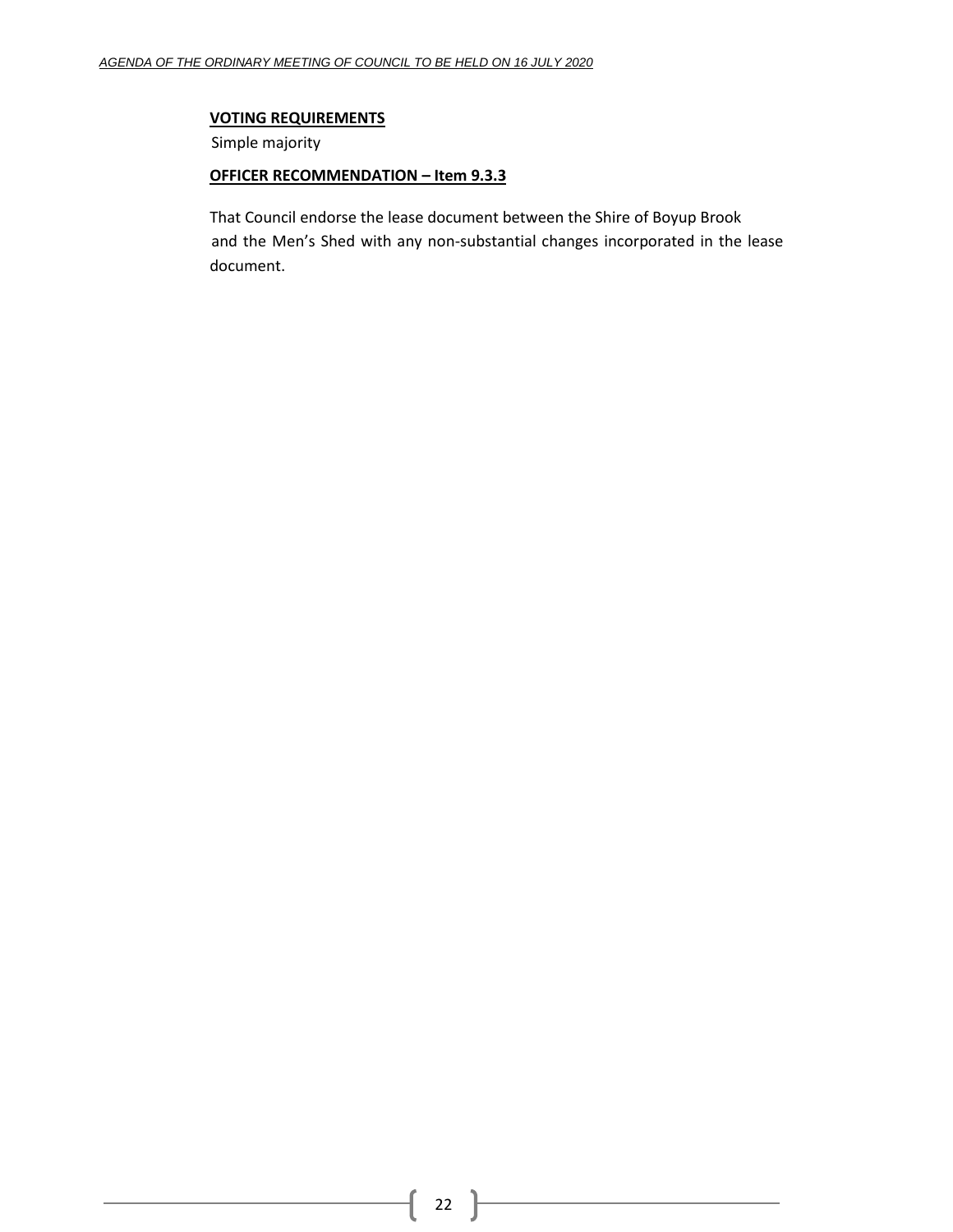**VOTING REQUIREMENTS**

Simple majority

**OFFICER RECOMMENDATION – Item 9.3.3**

That Council endorse the lease document between the Shire of Boyup Brook and the Men's Shed with any non-substantial changes incorporated in the lease document.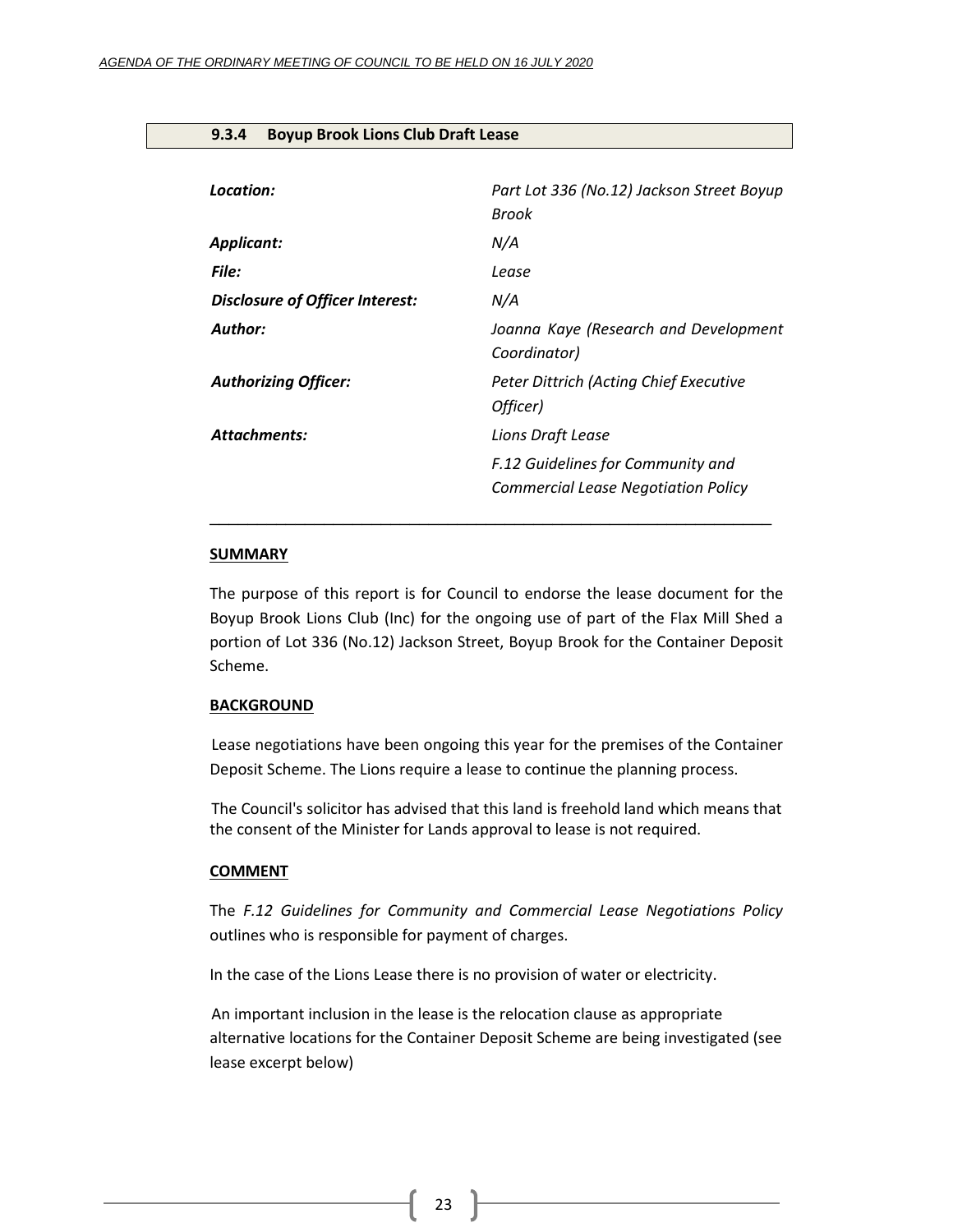### 9.3.4 Boyup Brook Lions Club Draft Lease

| | |
|---|---|
| ***Location:*** | *Part Lot 336 (No.12) Jackson Street Boyup Brook* |
| ***Applicant:*** | *N/A* |
| ***File:*** | *Lease* |
| ***Disclosure of Officer Interest:*** | *N/A* |
| ***Author:*** | *Joanna Kaye (Research and Development Coordinator)* |
| ***Authorizing Officer:*** | *Peter Dittrich (Acting Chief Executive Officer)* |
| ***Attachments:*** | *Lions Draft Lease*<br>*F.12 Guidelines for Community and Commercial Lease Negotiation Policy* |

---

**SUMMARY**

The purpose of this report is for Council to endorse the lease document for the Boyup Brook Lions Club (Inc) for the ongoing use of part of the Flax Mill Shed a portion of Lot 336 (No.12) Jackson Street, Boyup Brook for the Container Deposit Scheme.

**BACKGROUND**

Lease negotiations have been ongoing this year for the premises of the Container Deposit Scheme. The Lions require a lease to continue the planning process.

The Council's solicitor has advised that this land is freehold land which means that the consent of the Minister for Lands approval to lease is not required.

**COMMENT**

The *F.12 Guidelines for Community and Commercial Lease Negotiations Policy* outlines who is responsible for payment of charges.

In the case of the Lions Lease there is no provision of water or electricity.

An important inclusion in the lease is the relocation clause as appropriate alternative locations for the Container Deposit Scheme are being investigated (see lease excerpt below)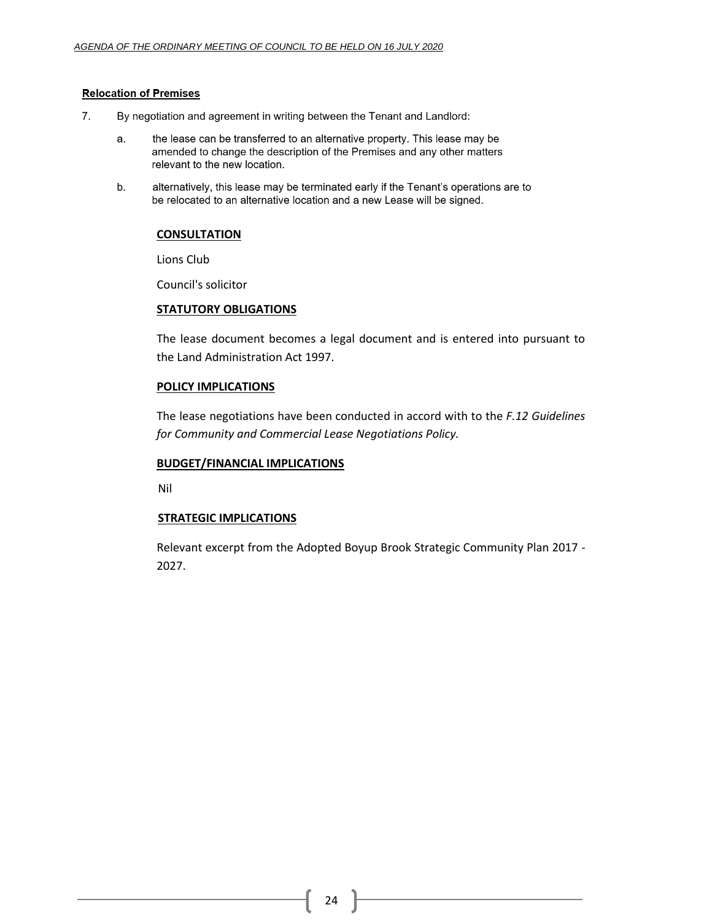**Relocation of Premises**

7. By negotiation and agreement in writing between the Tenant and Landlord:

   a. the lease can be transferred to an alternative property. This lease may be amended to change the description of the Premises and any other matters relevant to the new location.

   b. alternatively, this lease may be terminated early if the Tenant's operations are to be relocated to an alternative location and a new Lease will be signed.

**CONSULTATION**

Lions Club

Council's solicitor

**STATUTORY OBLIGATIONS**

The lease document becomes a legal document and is entered into pursuant to the Land Administration Act 1997.

**POLICY IMPLICATIONS**

The lease negotiations have been conducted in accord with to the *F.12 Guidelines for Community and Commercial Lease Negotiations Policy.*

**BUDGET/FINANCIAL IMPLICATIONS**

Nil

**STRATEGIC IMPLICATIONS**

Relevant excerpt from the Adopted Boyup Brook Strategic Community Plan 2017 - 2027.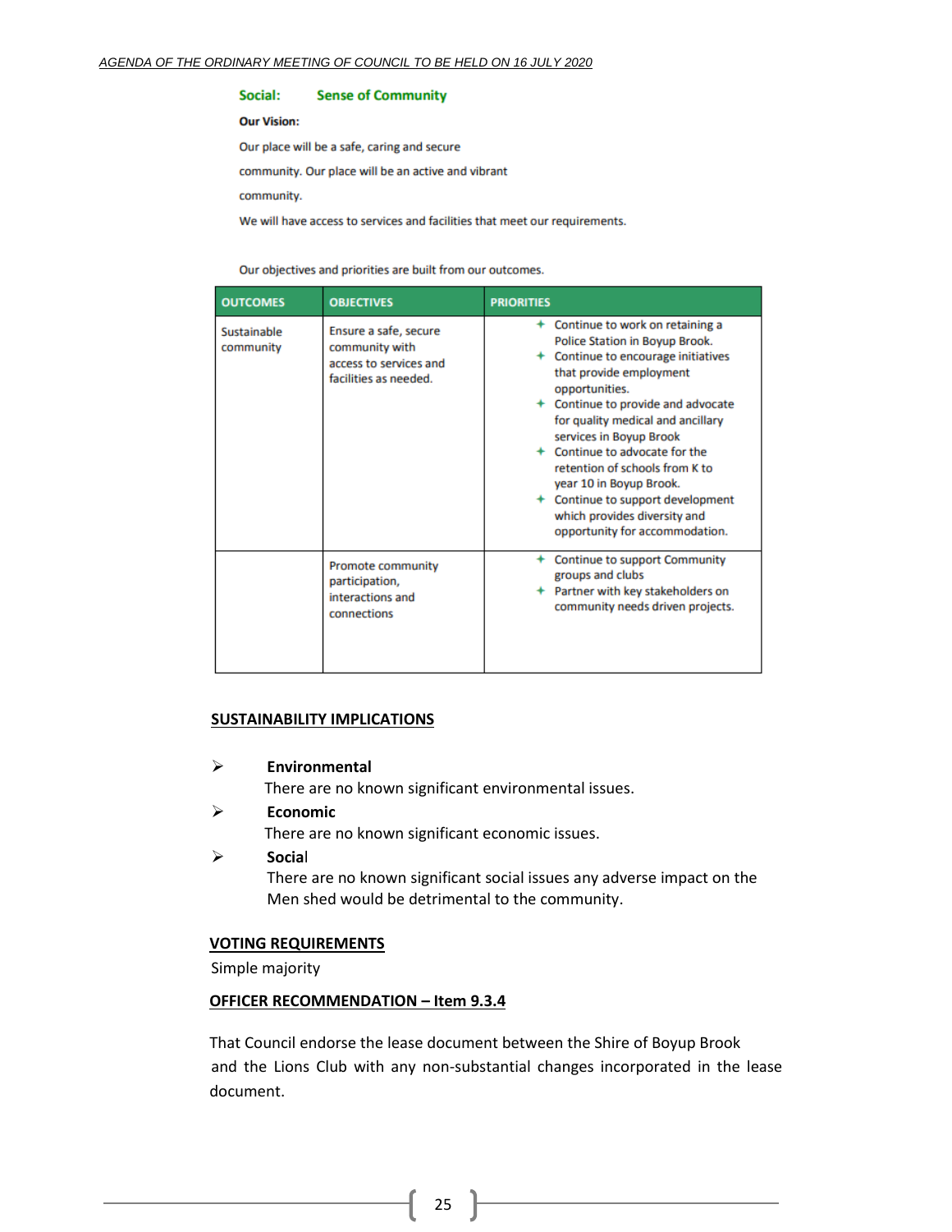**Social: Sense of Community**

**Our Vision:**

Our place will be a safe, caring and secure community. Our place will be an active and vibrant community.

We will have access to services and facilities that meet our requirements.

Our objectives and priorities are built from our outcomes.

| OUTCOMES | OBJECTIVES | PRIORITIES |
|---|---|---|
| Sustainable community | Ensure a safe, secure community with access to services and facilities as needed. | + Continue to work on retaining a Police Station in Boyup Brook.<br>+ Continue to encourage initiatives that provide employment opportunities.<br>+ Continue to provide and advocate for quality medical and ancillary services in Boyup Brook<br>+ Continue to advocate for the retention of schools from K to year 10 in Boyup Brook.<br>+ Continue to support development which provides diversity and opportunity for accommodation. |
| | Promote community participation, interactions and connections | + Continue to support Community groups and clubs<br>+ Partner with key stakeholders on community needs driven projects. |

## SUSTAINABILITY IMPLICATIONS

- **Environmental**
  There are no known significant environmental issues.
- **Economic**
  There are no known significant economic issues.
- **Social**
  There are no known significant social issues any adverse impact on the Men shed would be detrimental to the community.

## VOTING REQUIREMENTS

Simple majority

## OFFICER RECOMMENDATION – Item 9.3.4

That Council endorse the lease document between the Shire of Boyup Brook and the Lions Club with any non-substantial changes incorporated in the lease document.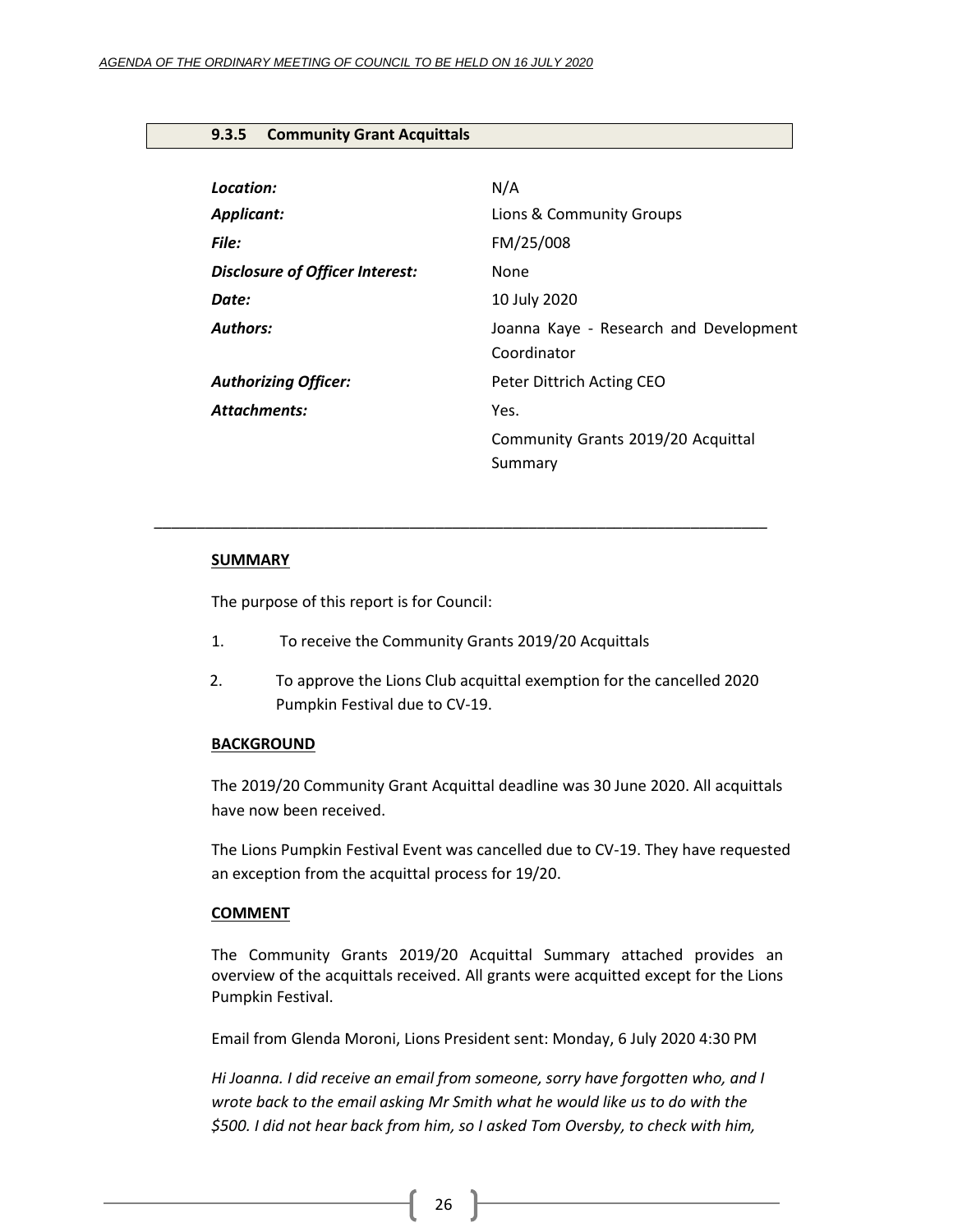### 9.3.5 Community Grant Acquittals

| | |
|---|---|
| ***Location:*** | N/A |
| ***Applicant:*** | Lions & Community Groups |
| ***File:*** | FM/25/008 |
| ***Disclosure of Officer Interest:*** | None |
| ***Date:*** | 10 July 2020 |
| ***Authors:*** | Joanna Kaye - Research and Development Coordinator |
| ***Authorizing Officer:*** | Peter Dittrich Acting CEO |
| ***Attachments:*** | Yes. |
| | Community Grants 2019/20 Acquittal Summary |

---

**SUMMARY**

The purpose of this report is for Council:

1. To receive the Community Grants 2019/20 Acquittals
2. To approve the Lions Club acquittal exemption for the cancelled 2020 Pumpkin Festival due to CV-19.

**BACKGROUND**

The 2019/20 Community Grant Acquittal deadline was 30 June 2020. All acquittals have now been received.

The Lions Pumpkin Festival Event was cancelled due to CV-19. They have requested an exception from the acquittal process for 19/20.

**COMMENT**

The Community Grants 2019/20 Acquittal Summary attached provides an overview of the acquittals received. All grants were acquitted except for the Lions Pumpkin Festival.

Email from Glenda Moroni, Lions President sent: Monday, 6 July 2020 4:30 PM

*Hi Joanna. I did receive an email from someone, sorry have forgotten who, and I wrote back to the email asking Mr Smith what he would like us to do with the $500. I did not hear back from him, so I asked Tom Oversby, to check with him,*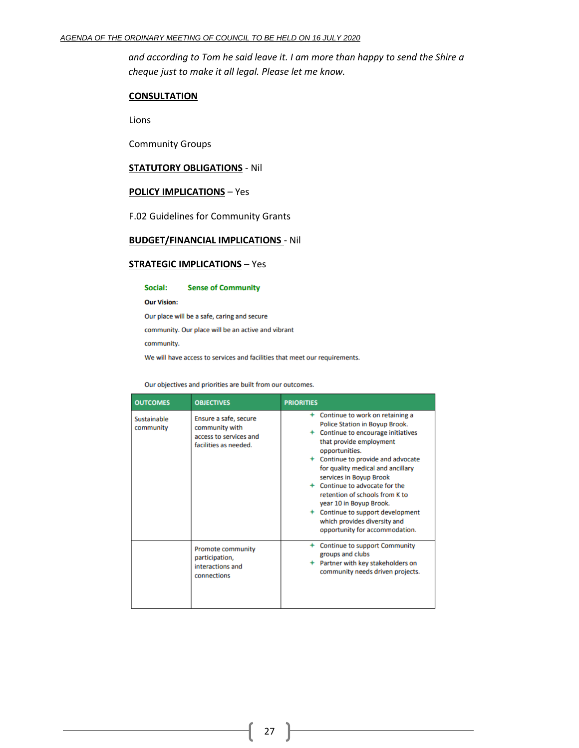*and according to Tom he said leave it. I am more than happy to send the Shire a cheque just to make it all legal. Please let me know.*

**CONSULTATION**

Lions

Community Groups

**STATUTORY OBLIGATIONS** - Nil

**POLICY IMPLICATIONS** – Yes

F.02 Guidelines for Community Grants

**BUDGET/FINANCIAL IMPLICATIONS** - Nil

**STRATEGIC IMPLICATIONS** – Yes

**Social: Sense of Community**

**Our Vision:**

Our place will be a safe, caring and secure community. Our place will be an active and vibrant community.

We will have access to services and facilities that meet our requirements.

Our objectives and priorities are built from our outcomes.

| OUTCOMES | OBJECTIVES | PRIORITIES |
|---|---|---|
| Sustainable community | Ensure a safe, secure community with access to services and facilities as needed. | + Continue to work on retaining a Police Station in Boyup Brook.<br>+ Continue to encourage initiatives that provide employment opportunities.<br>+ Continue to provide and advocate for quality medical and ancillary services in Boyup Brook<br>+ Continue to advocate for the retention of schools from K to year 10 in Boyup Brook.<br>+ Continue to support development which provides diversity and opportunity for accommodation. |
| | Promote community participation, interactions and connections | + Continue to support Community groups and clubs<br>+ Partner with key stakeholders on community needs driven projects. |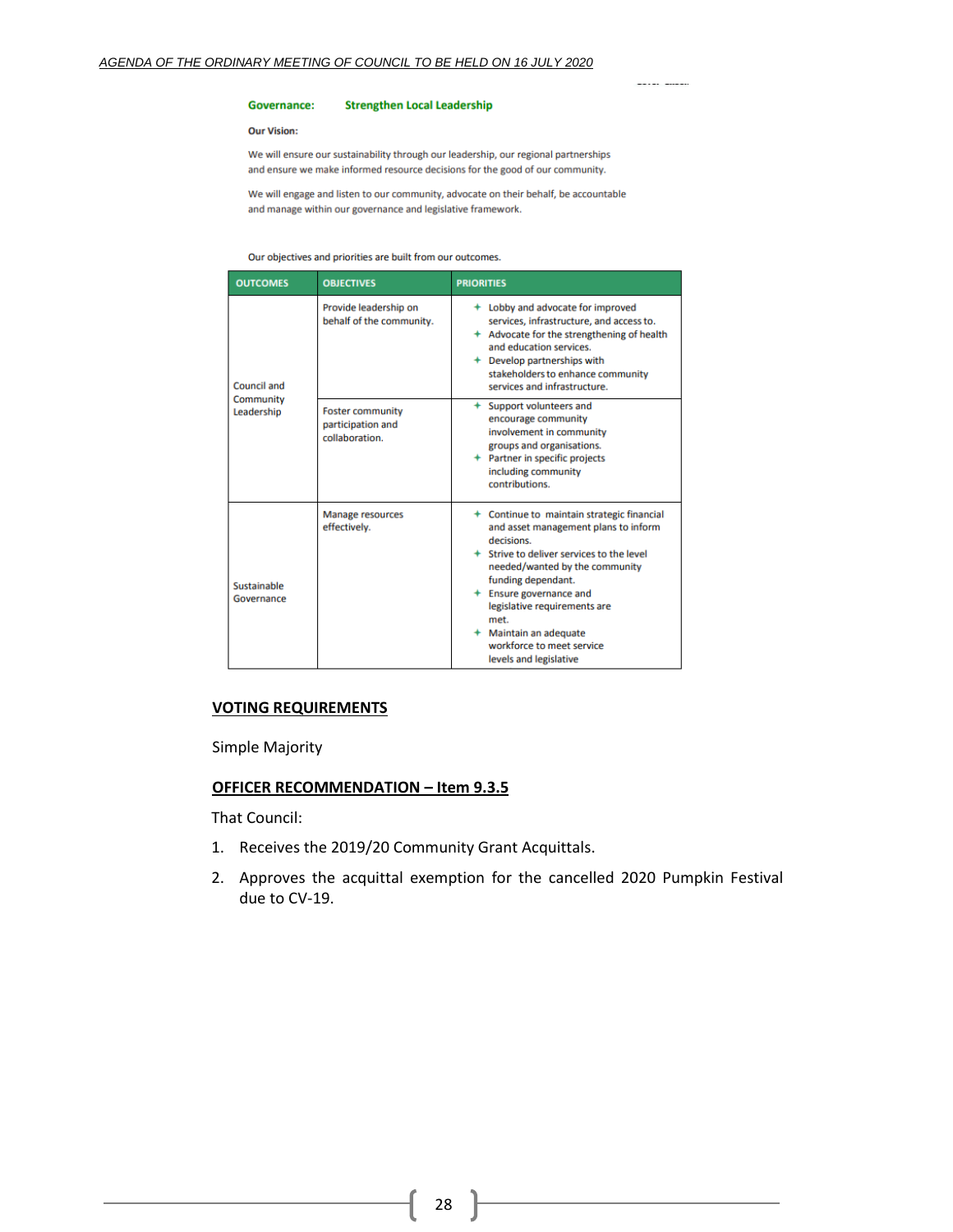**Governance:** **Strengthen Local Leadership**

**Our Vision:**

We will ensure our sustainability through our leadership, our regional partnerships and ensure we make informed resource decisions for the good of our community.

We will engage and listen to our community, advocate on their behalf, be accountable and manage within our governance and legislative framework.

Our objectives and priorities are built from our outcomes.

| OUTCOMES | OBJECTIVES | PRIORITIES |
|---|---|---|
| Council and Community Leadership | Provide leadership on behalf of the community. | + Lobby and advocate for improved services, infrastructure, and access to.<br>+ Advocate for the strengthening of health and education services.<br>+ Develop partnerships with stakeholders to enhance community services and infrastructure. |
| | Foster community participation and collaboration. | + Support volunteers and encourage community involvement in community groups and organisations.<br>+ Partner in specific projects including community contributions. |
| Sustainable Governance | Manage resources effectively. | + Continue to maintain strategic financial and asset management plans to inform decisions.<br>+ Strive to deliver services to the level needed/wanted by the community funding dependant.<br>+ Ensure governance and legislative requirements are met.<br>+ Maintain an adequate workforce to meet service levels and legislative |

## VOTING REQUIREMENTS

Simple Majority

## OFFICER RECOMMENDATION – Item 9.3.5

That Council:

1. Receives the 2019/20 Community Grant Acquittals.
2. Approves the acquittal exemption for the cancelled 2020 Pumpkin Festival due to CV-19.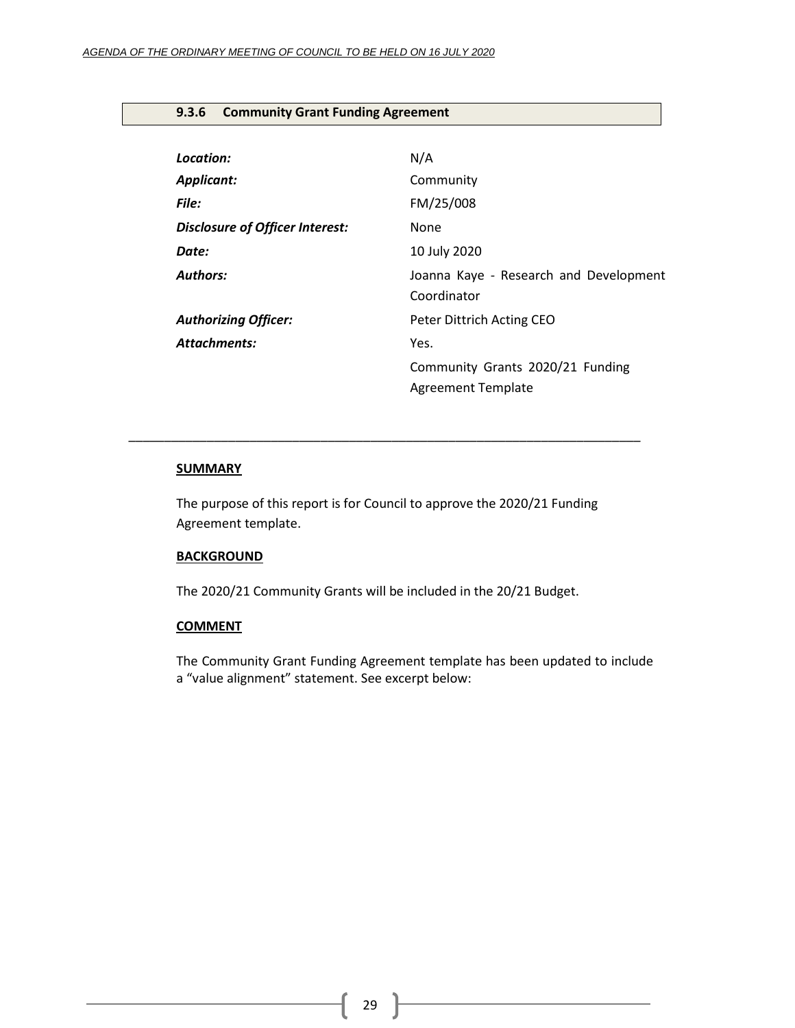### 9.3.6 Community Grant Funding Agreement

| | |
|---|---|
| ***Location:*** | N/A |
| ***Applicant:*** | Community |
| ***File:*** | FM/25/008 |
| ***Disclosure of Officer Interest:*** | None |
| ***Date:*** | 10 July 2020 |
| ***Authors:*** | Joanna Kaye - Research and Development Coordinator |
| ***Authorizing Officer:*** | Peter Dittrich Acting CEO |
| ***Attachments:*** | Yes. Community Grants 2020/21 Funding Agreement Template |

---

**SUMMARY**

The purpose of this report is for Council to approve the 2020/21 Funding Agreement template.

**BACKGROUND**

The 2020/21 Community Grants will be included in the 20/21 Budget.

**COMMENT**

The Community Grant Funding Agreement template has been updated to include a "value alignment" statement. See excerpt below: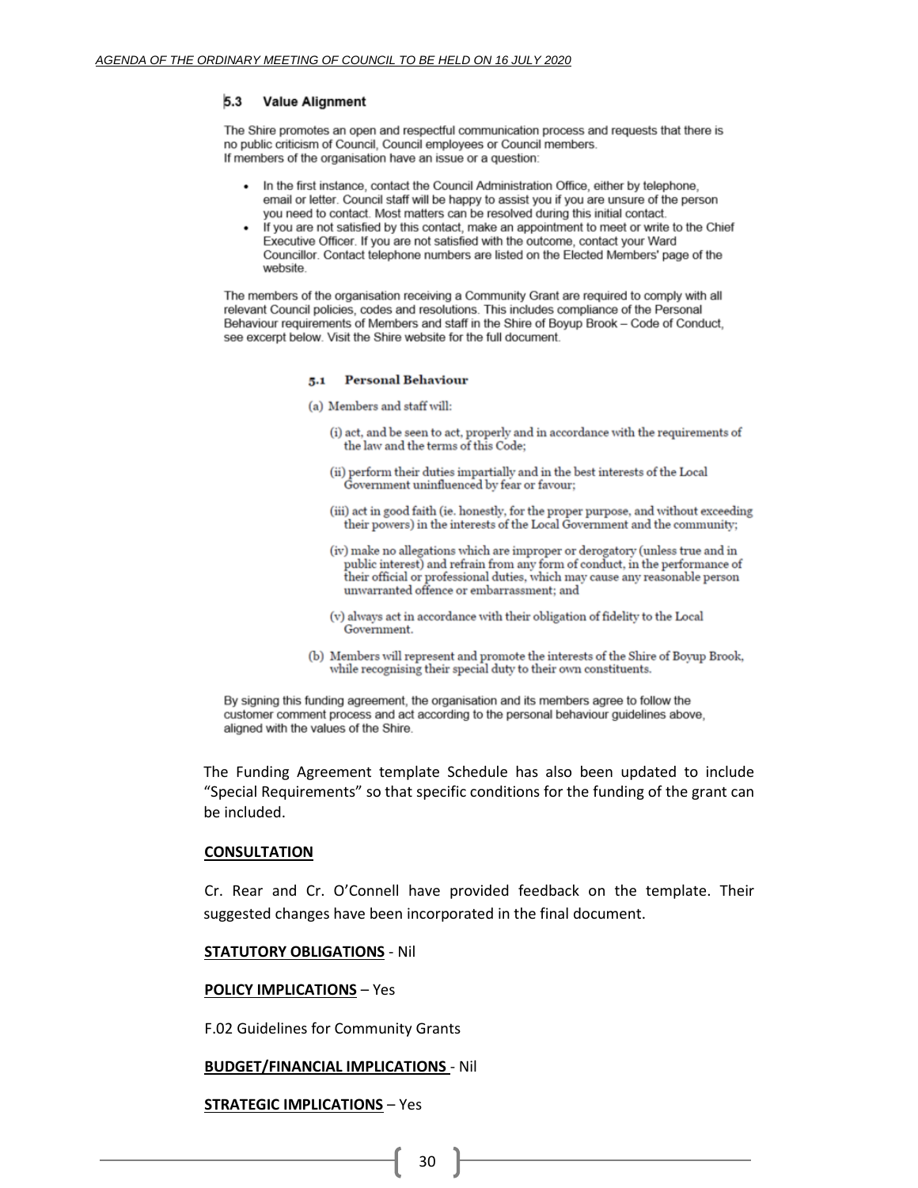### 5.3 Value Alignment

The Shire promotes an open and respectful communication process and requests that there is no public criticism of Council, Council employees or Council members.
If members of the organisation have an issue or a question:

- In the first instance, contact the Council Administration Office, either by telephone, email or letter. Council staff will be happy to assist you if you are unsure of the person you need to contact. Most matters can be resolved during this initial contact.
- If you are not satisfied by this contact, make an appointment to meet or write to the Chief Executive Officer. If you are not satisfied with the outcome, contact your Ward Councillor. Contact telephone numbers are listed on the Elected Members' page of the website.

The members of the organisation receiving a Community Grant are required to comply with all relevant Council policies, codes and resolutions. This includes compliance of the Personal Behaviour requirements of Members and staff in the Shire of Boyup Brook – Code of Conduct, see excerpt below. Visit the Shire website for the full document.

#### 5.1 Personal Behaviour

(a) Members and staff will:

(i) act, and be seen to act, properly and in accordance with the requirements of the law and the terms of this Code;

(ii) perform their duties impartially and in the best interests of the Local Government uninfluenced by fear or favour;

(iii) act in good faith (ie. honestly, for the proper purpose, and without exceeding their powers) in the interests of the Local Government and the community;

(iv) make no allegations which are improper or derogatory (unless true and in public interest) and refrain from any form of conduct, in the performance of their official or professional duties, which may cause any reasonable person unwarranted offence or embarrassment; and

(v) always act in accordance with their obligation of fidelity to the Local Government.

(b) Members will represent and promote the interests of the Shire of Boyup Brook, while recognising their special duty to their own constituents.

By signing this funding agreement, the organisation and its members agree to follow the customer comment process and act according to the personal behaviour guidelines above, aligned with the values of the Shire.

The Funding Agreement template Schedule has also been updated to include "Special Requirements" so that specific conditions for the funding of the grant can be included.

**CONSULTATION**

Cr. Rear and Cr. O'Connell have provided feedback on the template. Their suggested changes have been incorporated in the final document.

**STATUTORY OBLIGATIONS** - Nil

**POLICY IMPLICATIONS** – Yes

F.02 Guidelines for Community Grants

**BUDGET/FINANCIAL IMPLICATIONS** - Nil

**STRATEGIC IMPLICATIONS** – Yes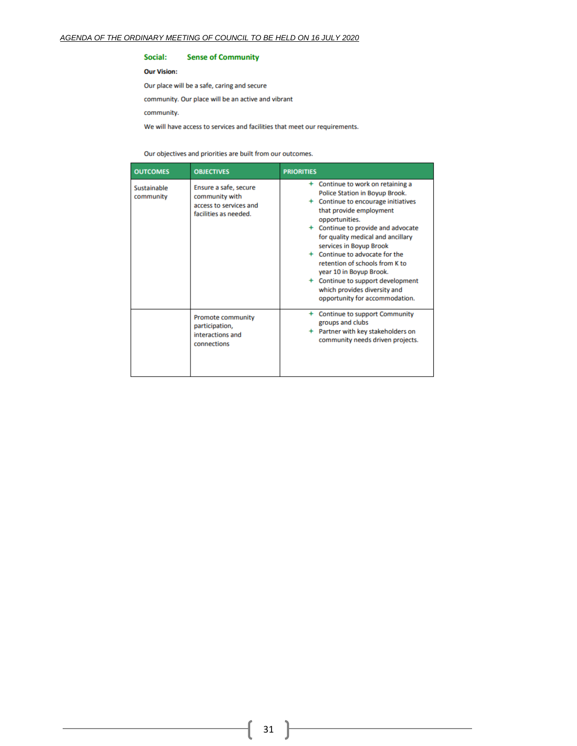## Social: Sense of Community

**Our Vision:**

Our place will be a safe, caring and secure community. Our place will be an active and vibrant community.

We will have access to services and facilities that meet our requirements.

Our objectives and priorities are built from our outcomes.

| OUTCOMES | OBJECTIVES | PRIORITIES |
|---|---|---|
| Sustainable community | Ensure a safe, secure community with access to services and facilities as needed. | + Continue to work on retaining a Police Station in Boyup Brook.<br>+ Continue to encourage initiatives that provide employment opportunities.<br>+ Continue to provide and advocate for quality medical and ancillary services in Boyup Brook<br>+ Continue to advocate for the retention of schools from K to year 10 in Boyup Brook.<br>+ Continue to support development which provides diversity and opportunity for accommodation. |
| | Promote community participation, interactions and connections | + Continue to support Community groups and clubs<br>+ Partner with key stakeholders on community needs driven projects. |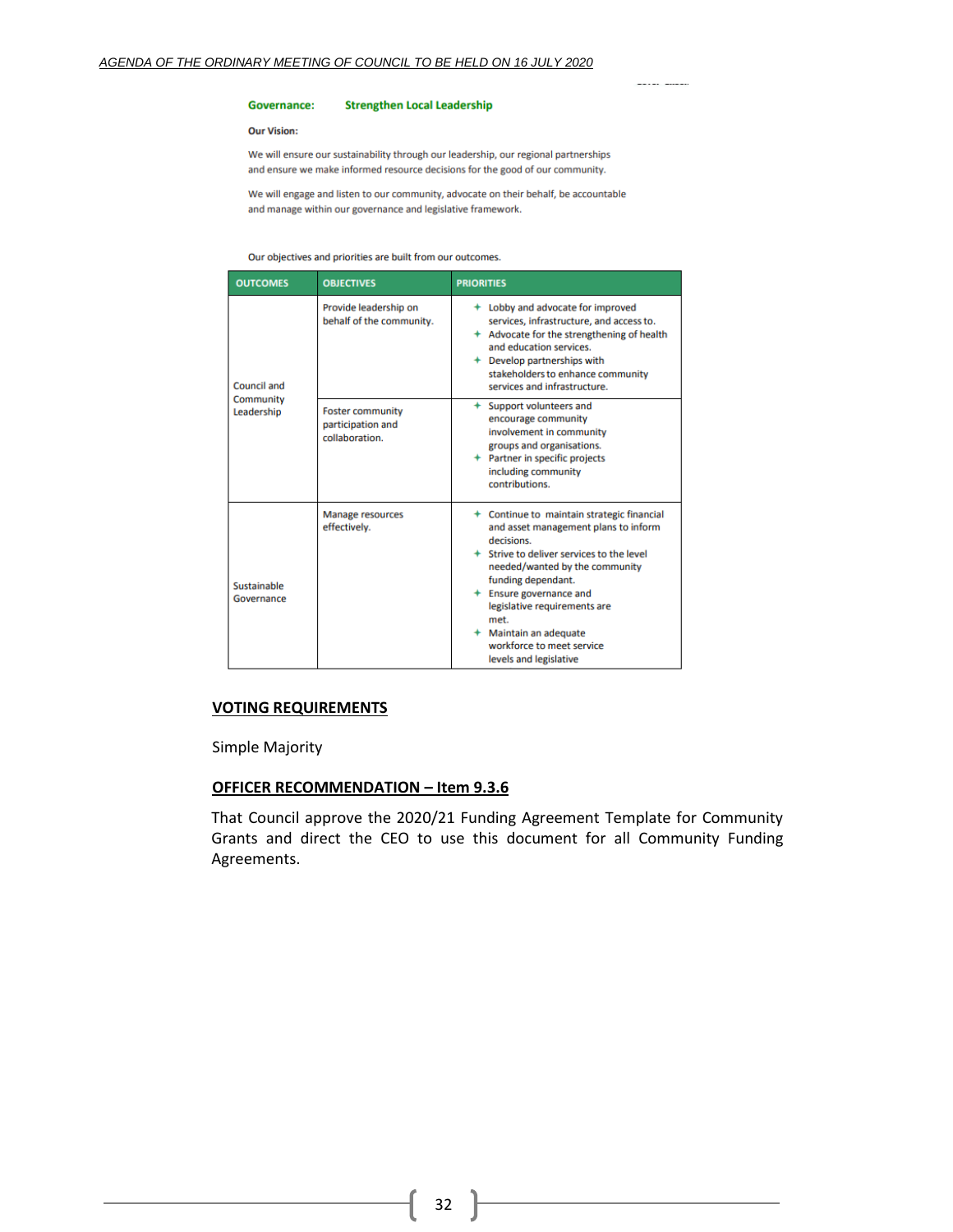**Governance: Strengthen Local Leadership**

**Our Vision:**

We will ensure our sustainability through our leadership, our regional partnerships and ensure we make informed resource decisions for the good of our community.

We will engage and listen to our community, advocate on their behalf, be accountable and manage within our governance and legislative framework.

Our objectives and priorities are built from our outcomes.

| OUTCOMES | OBJECTIVES | PRIORITIES |
|---|---|---|
| Council and Community Leadership | Provide leadership on behalf of the community. | + Lobby and advocate for improved services, infrastructure, and access to.<br>+ Advocate for the strengthening of health and education services.<br>+ Develop partnerships with stakeholders to enhance community services and infrastructure. |
| | Foster community participation and collaboration. | + Support volunteers and encourage community involvement in community groups and organisations.<br>+ Partner in specific projects including community contributions. |
| Sustainable Governance | Manage resources effectively. | + Continue to maintain strategic financial and asset management plans to inform decisions.<br>+ Strive to deliver services to the level needed/wanted by the community funding dependant.<br>+ Ensure governance and legislative requirements are met.<br>+ Maintain an adequate workforce to meet service levels and legislative |

## VOTING REQUIREMENTS

Simple Majority

## OFFICER RECOMMENDATION – Item 9.3.6

That Council approve the 2020/21 Funding Agreement Template for Community Grants and direct the CEO to use this document for all Community Funding Agreements.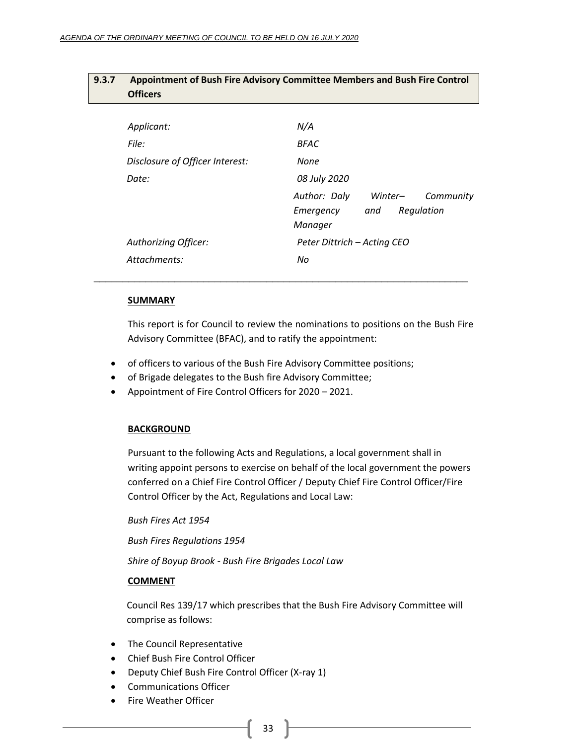### 9.3.7 Appointment of Bush Fire Advisory Committee Members and Bush Fire Control Officers

| | |
|---|---|
| *Applicant:* | *N/A* |
| *File:* | *BFAC* |
| *Disclosure of Officer Interest:* | *None* |
| *Date:* | *08 July 2020* |
| | *Author: Daly Winter– Community Emergency and Regulation Manager* |
| *Authorizing Officer:* | *Peter Dittrich – Acting CEO* |
| *Attachments:* | *No* |

---

**SUMMARY**

This report is for Council to review the nominations to positions on the Bush Fire Advisory Committee (BFAC), and to ratify the appointment:

- of officers to various of the Bush Fire Advisory Committee positions;
- of Brigade delegates to the Bush fire Advisory Committee;
- Appointment of Fire Control Officers for 2020 – 2021.

**BACKGROUND**

Pursuant to the following Acts and Regulations, a local government shall in writing appoint persons to exercise on behalf of the local government the powers conferred on a Chief Fire Control Officer / Deputy Chief Fire Control Officer/Fire Control Officer by the Act, Regulations and Local Law:

*Bush Fires Act 1954*

*Bush Fires Regulations 1954*

*Shire of Boyup Brook - Bush Fire Brigades Local Law*

**COMMENT**

Council Res 139/17 which prescribes that the Bush Fire Advisory Committee will comprise as follows:

- The Council Representative
- Chief Bush Fire Control Officer
- Deputy Chief Bush Fire Control Officer (X-ray 1)
- Communications Officer
- Fire Weather Officer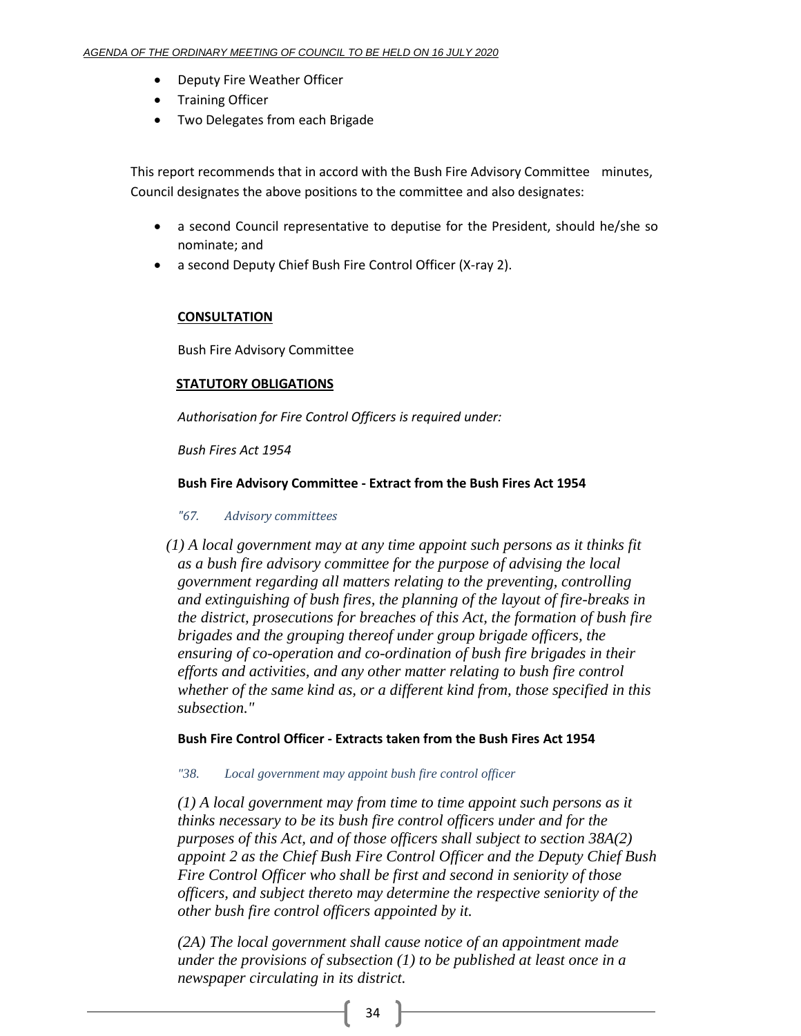- Deputy Fire Weather Officer
- Training Officer
- Two Delegates from each Brigade

This report recommends that in accord with the Bush Fire Advisory Committee minutes, Council designates the above positions to the committee and also designates:

- a second Council representative to deputise for the President, should he/she so nominate; and
- a second Deputy Chief Bush Fire Control Officer (X-ray 2).

**CONSULTATION**

Bush Fire Advisory Committee

**STATUTORY OBLIGATIONS**

*Authorisation for Fire Control Officers is required under:*

*Bush Fires Act 1954*

**Bush Fire Advisory Committee - Extract from the Bush Fires Act 1954**

*"67. Advisory committees*

*(1) A local government may at any time appoint such persons as it thinks fit as a bush fire advisory committee for the purpose of advising the local government regarding all matters relating to the preventing, controlling and extinguishing of bush fires, the planning of the layout of fire-breaks in the district, prosecutions for breaches of this Act, the formation of bush fire brigades and the grouping thereof under group brigade officers, the ensuring of co-operation and co-ordination of bush fire brigades in their efforts and activities, and any other matter relating to bush fire control whether of the same kind as, or a different kind from, those specified in this subsection."*

**Bush Fire Control Officer - Extracts taken from the Bush Fires Act 1954**

*"38. Local government may appoint bush fire control officer*

*(1) A local government may from time to time appoint such persons as it thinks necessary to be its bush fire control officers under and for the purposes of this Act, and of those officers shall subject to section 38A(2) appoint 2 as the Chief Bush Fire Control Officer and the Deputy Chief Bush Fire Control Officer who shall be first and second in seniority of those officers, and subject thereto may determine the respective seniority of the other bush fire control officers appointed by it.*

*(2A) The local government shall cause notice of an appointment made under the provisions of subsection (1) to be published at least once in a newspaper circulating in its district.*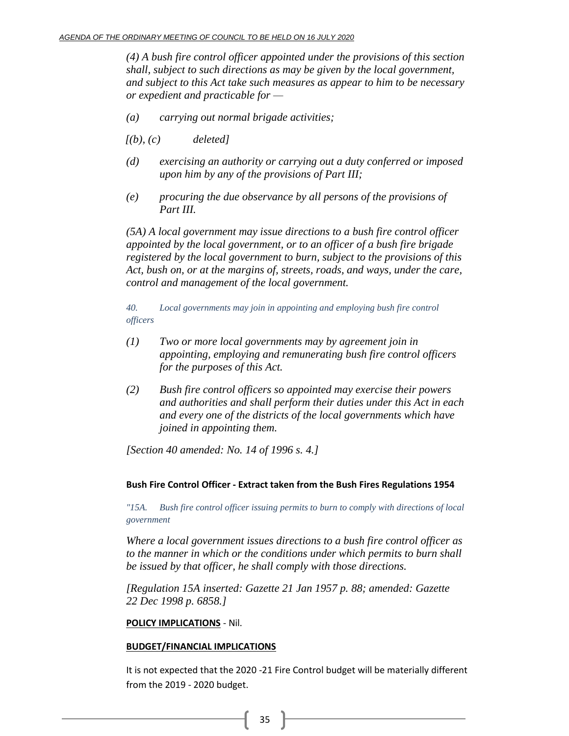*(4) A bush fire control officer appointed under the provisions of this section shall, subject to such directions as may be given by the local government, and subject to this Act take such measures as appear to him to be necessary or expedient and practicable for —*

*(a) carrying out normal brigade activities;*

*[(b), (c) deleted]*

*(d) exercising an authority or carrying out a duty conferred or imposed upon him by any of the provisions of Part III;*

*(e) procuring the due observance by all persons of the provisions of Part III.*

*(5A) A local government may issue directions to a bush fire control officer appointed by the local government, or to an officer of a bush fire brigade registered by the local government to burn, subject to the provisions of this Act, bush on, or at the margins of, streets, roads, and ways, under the care, control and management of the local government.*

*40. Local governments may join in appointing and employing bush fire control officers*

*(1) Two or more local governments may by agreement join in appointing, employing and remunerating bush fire control officers for the purposes of this Act.*

*(2) Bush fire control officers so appointed may exercise their powers and authorities and shall perform their duties under this Act in each and every one of the districts of the local governments which have joined in appointing them.*

*[Section 40 amended: No. 14 of 1996 s. 4.]*

**Bush Fire Control Officer - Extract taken from the Bush Fires Regulations 1954**

*"15A. Bush fire control officer issuing permits to burn to comply with directions of local government*

*Where a local government issues directions to a bush fire control officer as to the manner in which or the conditions under which permits to burn shall be issued by that officer, he shall comply with those directions.*

*[Regulation 15A inserted: Gazette 21 Jan 1957 p. 88; amended: Gazette 22 Dec 1998 p. 6858.]*

**POLICY IMPLICATIONS** - Nil.

**BUDGET/FINANCIAL IMPLICATIONS**

It is not expected that the 2020 -21 Fire Control budget will be materially different from the 2019 - 2020 budget.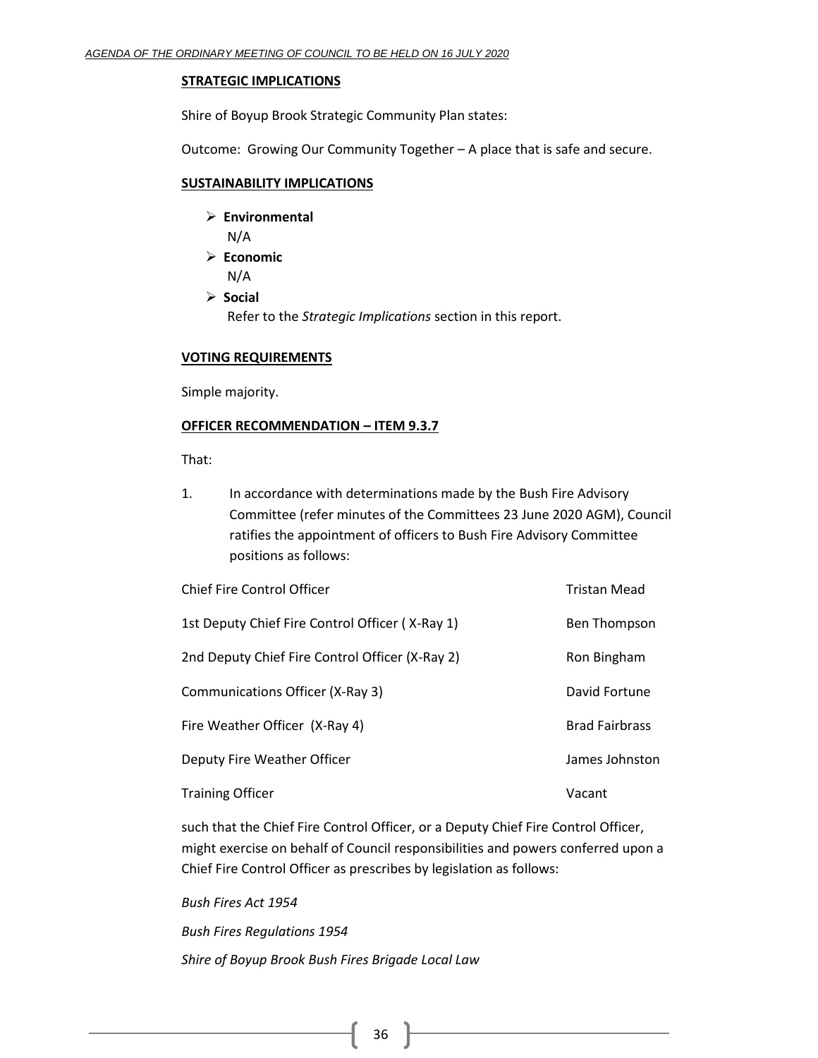**STRATEGIC IMPLICATIONS**

Shire of Boyup Brook Strategic Community Plan states:

Outcome: Growing Our Community Together – A place that is safe and secure.

**SUSTAINABILITY IMPLICATIONS**

- **Environmental**
  N/A
- **Economic**
  N/A
- **Social**
  Refer to the *Strategic Implications* section in this report.

**VOTING REQUIREMENTS**

Simple majority.

**OFFICER RECOMMENDATION – ITEM 9.3.7**

That:

1. In accordance with determinations made by the Bush Fire Advisory Committee (refer minutes of the Committees 23 June 2020 AGM), Council ratifies the appointment of officers to Bush Fire Advisory Committee positions as follows:

| | |
|---|---|
| Chief Fire Control Officer | Tristan Mead |
| 1st Deputy Chief Fire Control Officer ( X-Ray 1) | Ben Thompson |
| 2nd Deputy Chief Fire Control Officer (X-Ray 2) | Ron Bingham |
| Communications Officer (X-Ray 3) | David Fortune |
| Fire Weather Officer (X-Ray 4) | Brad Fairbrass |
| Deputy Fire Weather Officer | James Johnston |
| Training Officer | Vacant |

such that the Chief Fire Control Officer, or a Deputy Chief Fire Control Officer, might exercise on behalf of Council responsibilities and powers conferred upon a Chief Fire Control Officer as prescribes by legislation as follows:

*Bush Fires Act 1954*

*Bush Fires Regulations 1954*

*Shire of Boyup Brook Bush Fires Brigade Local Law*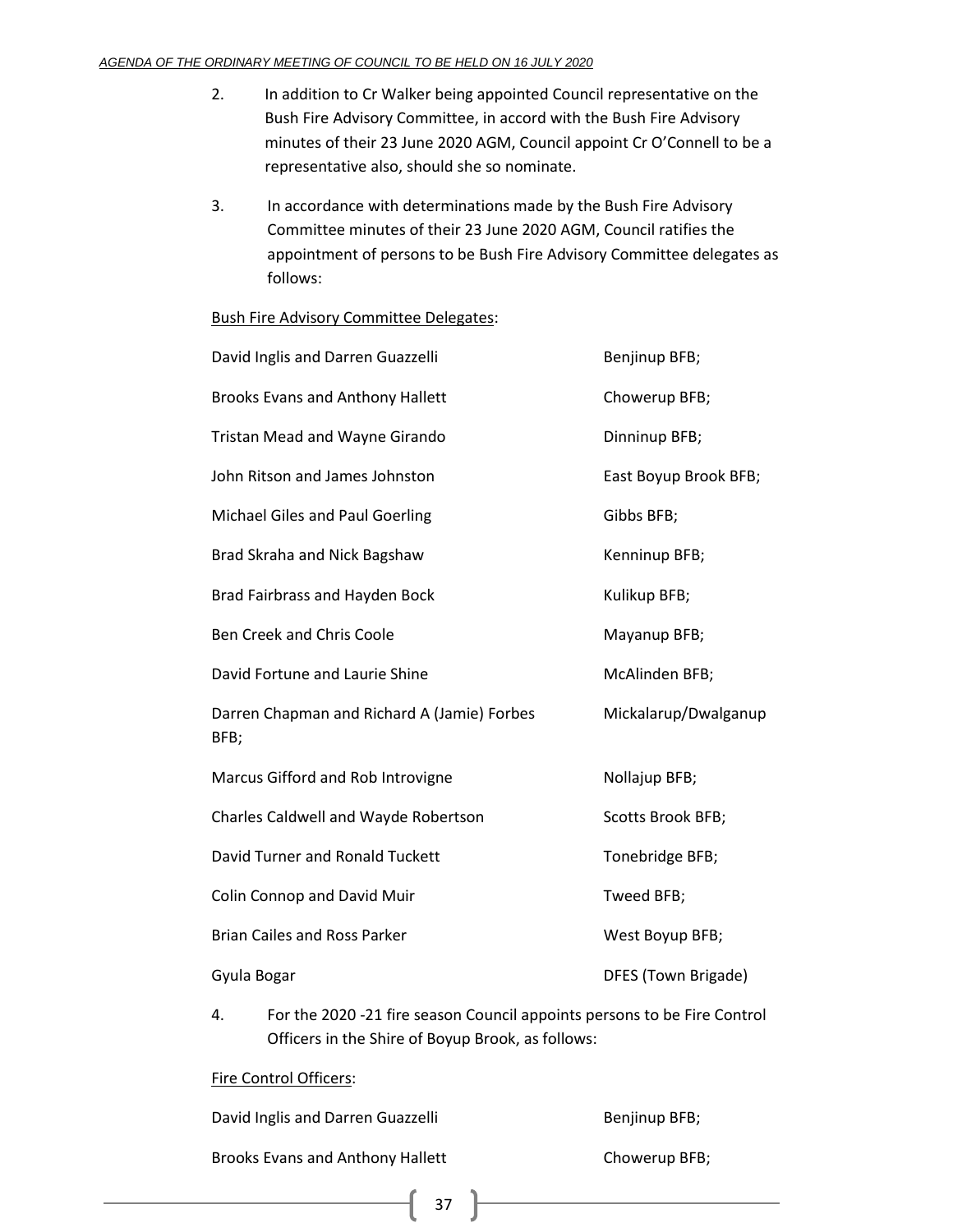2. In addition to Cr Walker being appointed Council representative on the Bush Fire Advisory Committee, in accord with the Bush Fire Advisory minutes of their 23 June 2020 AGM, Council appoint Cr O'Connell to be a representative also, should she so nominate.

3. In accordance with determinations made by the Bush Fire Advisory Committee minutes of their 23 June 2020 AGM, Council ratifies the appointment of persons to be Bush Fire Advisory Committee delegates as follows:

<u>Bush Fire Advisory Committee Delegates</u>:

| | |
|---|---|
| David Inglis and Darren Guazzelli | Benjinup BFB; |
| Brooks Evans and Anthony Hallett | Chowerup BFB; |
| Tristan Mead and Wayne Girando | Dinninup BFB; |
| John Ritson and James Johnston | East Boyup Brook BFB; |
| Michael Giles and Paul Goerling | Gibbs BFB; |
| Brad Skraha and Nick Bagshaw | Kenninup BFB; |
| Brad Fairbrass and Hayden Bock | Kulikup BFB; |
| Ben Creek and Chris Coole | Mayanup BFB; |
| David Fortune and Laurie Shine | McAlinden BFB; |
| Darren Chapman and Richard A (Jamie) Forbes | Mickalarup/Dwalganup BFB; |
| Marcus Gifford and Rob Introvigne | Nollajup BFB; |
| Charles Caldwell and Wayde Robertson | Scotts Brook BFB; |
| David Turner and Ronald Tuckett | Tonebridge BFB; |
| Colin Connop and David Muir | Tweed BFB; |
| Brian Cailes and Ross Parker | West Boyup BFB; |
| Gyula Bogar | DFES (Town Brigade) |

4. For the 2020 -21 fire season Council appoints persons to be Fire Control Officers in the Shire of Boyup Brook, as follows:

<u>Fire Control Officers</u>:

| | |
|---|---|
| David Inglis and Darren Guazzelli | Benjinup BFB; |
| Brooks Evans and Anthony Hallett | Chowerup BFB; |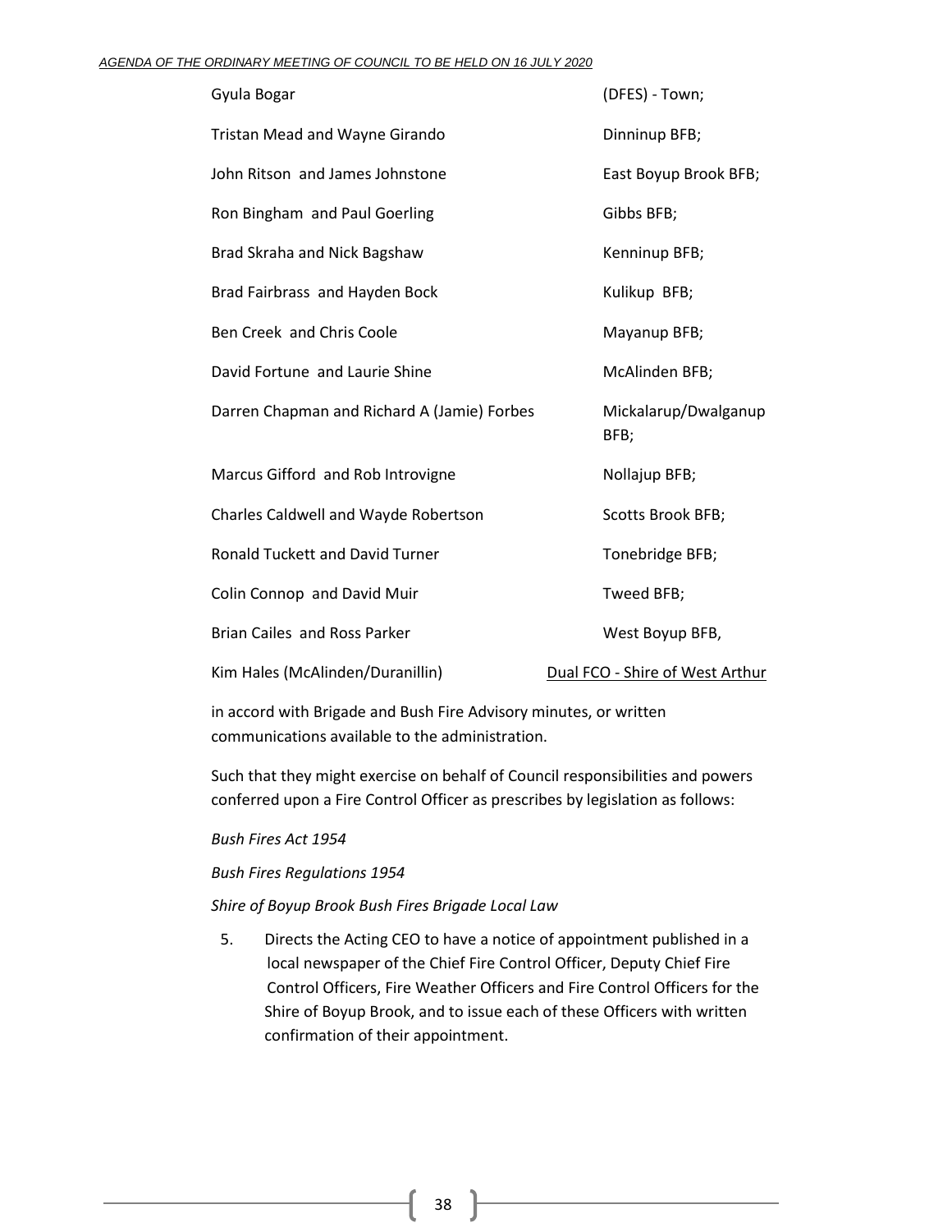| | |
|---|---|
| Gyula Bogar | (DFES) - Town; |
| Tristan Mead and Wayne Girando | Dinninup BFB; |
| John Ritson and James Johnstone | East Boyup Brook BFB; |
| Ron Bingham and Paul Goerling | Gibbs BFB; |
| Brad Skraha and Nick Bagshaw | Kenninup BFB; |
| Brad Fairbrass and Hayden Bock | Kulikup BFB; |
| Ben Creek and Chris Coole | Mayanup BFB; |
| David Fortune and Laurie Shine | McAlinden BFB; |
| Darren Chapman and Richard A (Jamie) Forbes | Mickalarup/Dwalganup BFB; |
| Marcus Gifford and Rob Introvigne | Nollajup BFB; |
| Charles Caldwell and Wayde Robertson | Scotts Brook BFB; |
| Ronald Tuckett and David Turner | Tonebridge BFB; |
| Colin Connop and David Muir | Tweed BFB; |
| Brian Cailes and Ross Parker | West Boyup BFB, |
| Kim Hales (McAlinden/Duranillin) | Dual FCO - Shire of West Arthur |

in accord with Brigade and Bush Fire Advisory minutes, or written communications available to the administration.

Such that they might exercise on behalf of Council responsibilities and powers conferred upon a Fire Control Officer as prescribes by legislation as follows:

*Bush Fires Act 1954*

*Bush Fires Regulations 1954*

*Shire of Boyup Brook Bush Fires Brigade Local Law*

5. Directs the Acting CEO to have a notice of appointment published in a local newspaper of the Chief Fire Control Officer, Deputy Chief Fire Control Officers, Fire Weather Officers and Fire Control Officers for the Shire of Boyup Brook, and to issue each of these Officers with written confirmation of their appointment.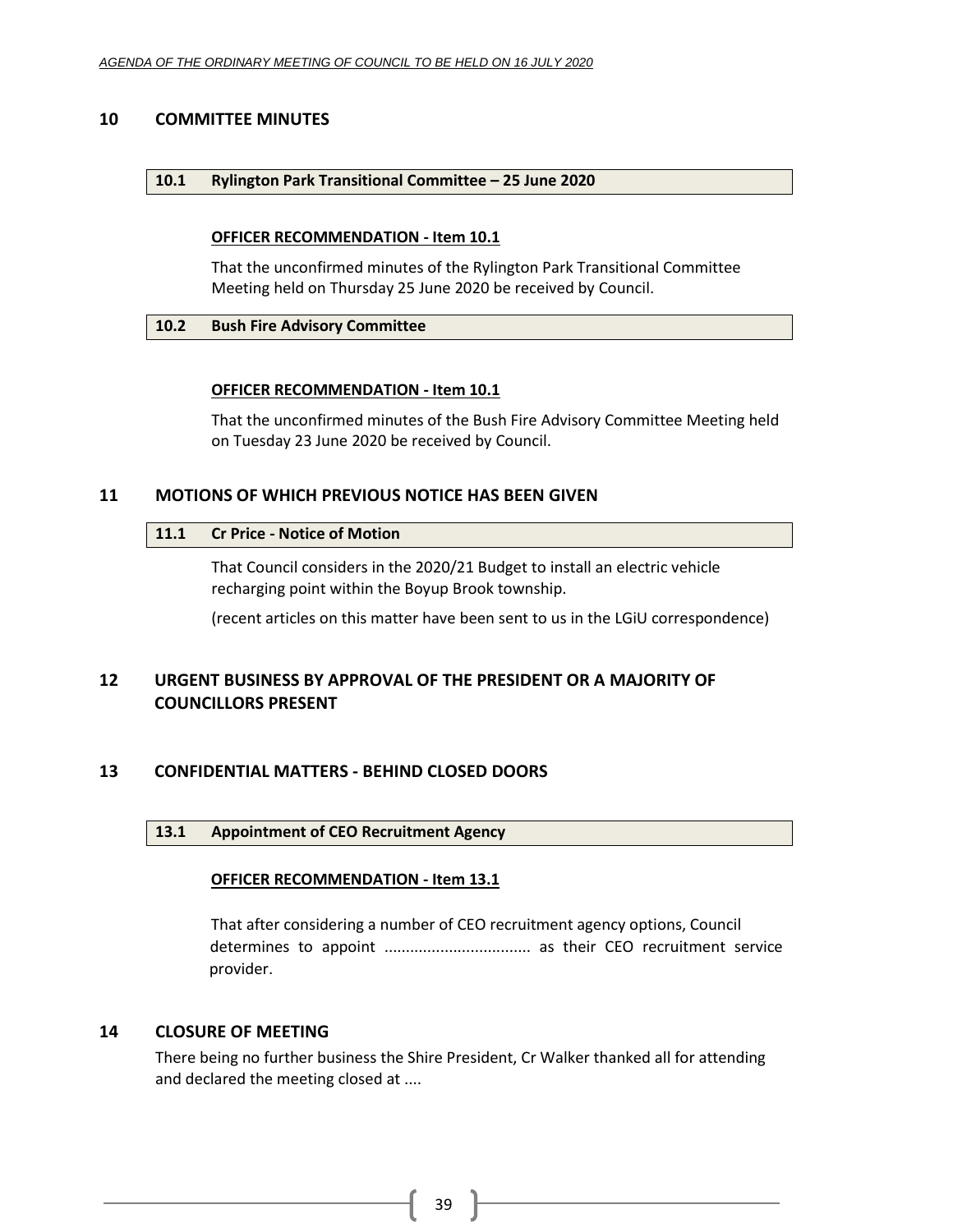## 10 COMMITTEE MINUTES

### 10.1 Rylington Park Transitional Committee – 25 June 2020

**OFFICER RECOMMENDATION - Item 10.1**

That the unconfirmed minutes of the Rylington Park Transitional Committee Meeting held on Thursday 25 June 2020 be received by Council.

### 10.2 Bush Fire Advisory Committee

**OFFICER RECOMMENDATION - Item 10.1**

That the unconfirmed minutes of the Bush Fire Advisory Committee Meeting held on Tuesday 23 June 2020 be received by Council.

## 11 MOTIONS OF WHICH PREVIOUS NOTICE HAS BEEN GIVEN

### 11.1 Cr Price - Notice of Motion

That Council considers in the 2020/21 Budget to install an electric vehicle recharging point within the Boyup Brook township.

(recent articles on this matter have been sent to us in the LGiU correspondence)

## 12 URGENT BUSINESS BY APPROVAL OF THE PRESIDENT OR A MAJORITY OF COUNCILLORS PRESENT

## 13 CONFIDENTIAL MATTERS - BEHIND CLOSED DOORS

### 13.1 Appointment of CEO Recruitment Agency

**OFFICER RECOMMENDATION - Item 13.1**

That after considering a number of CEO recruitment agency options, Council determines to appoint ................................. as their CEO recruitment service provider.

## 14 CLOSURE OF MEETING

There being no further business the Shire President, Cr Walker thanked all for attending and declared the meeting closed at ....